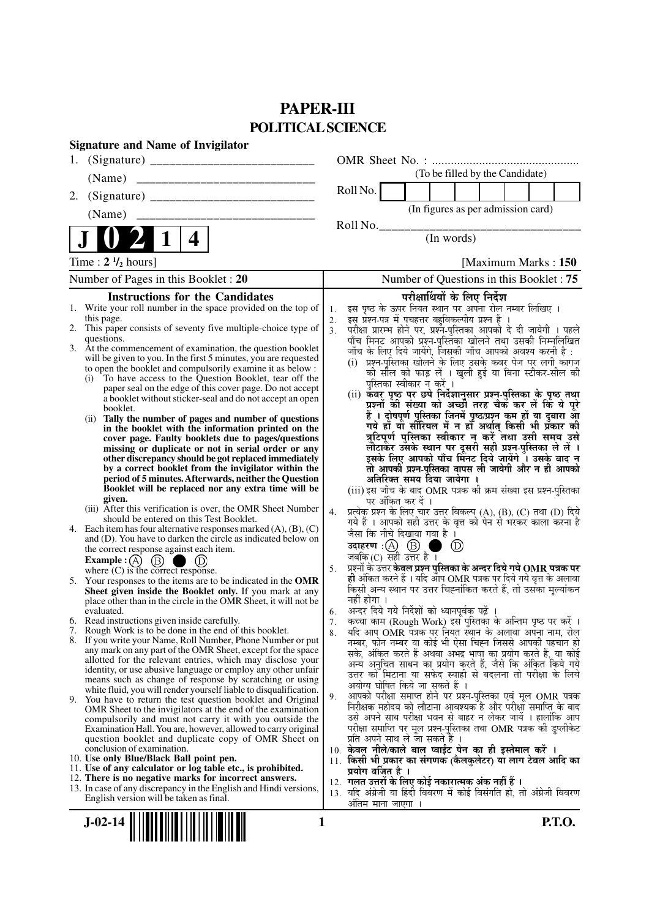# PAPER-III
## POLITICAL SCIENCE

**Signature and Name of Invigilator**

1. (Signature) __________________________

   (Name) ____________________________

2. (Signature) __________________________

   (Name) ____________________________

OMR Sheet No. : ...............................................

(To be filled by the Candidate)

Roll No. | | | | | | | | |

(In figures as per admission card)

Roll No.________________________________

(In words)

**J 0 2 1 4**

Time : **2 ½** hours] [Maximum Marks : **150**

Number of Pages in this Booklet : **20**

Number of Questions in this Booklet : **75**

### Instructions for the Candidates

1. Write your roll number in the space provided on the top of this page.
2. This paper consists of seventy five multiple-choice type of questions.
3. At the commencement of examination, the question booklet will be given to you. In the first 5 minutes, you are requested to open the booklet and compulsorily examine it as below :
   (i) To have access to the Question Booklet, tear off the paper seal on the edge of this cover page. Do not accept a booklet without sticker-seal and do not accept an open booklet.
   (ii) **Tally the number of pages and number of questions in the booklet with the information printed on the cover page. Faulty booklets due to pages/questions missing or duplicate or not in serial order or any other discrepancy should be got replaced immediately by a correct booklet from the invigilator within the period of 5 minutes. Afterwards, neither the Question Booklet will be replaced nor any extra time will be given.**
   (iii) After this verification is over, the OMR Sheet Number should be entered on this Test Booklet.
4. Each item has four alternative responses marked (A), (B), (C) and (D). You have to darken the circle as indicated below on the correct response against each item.
   **Example :** (A) (B) ● (D)
   where (C) is the correct response.
5. Your responses to the items are to be indicated in the **OMR Sheet given inside the Booklet only.** If you mark at any place other than in the circle in the OMR Sheet, it will not be evaluated.
6. Read instructions given inside carefully.
7. Rough Work is to be done in the end of this booklet.
8. If you write your Name, Roll Number, Phone Number or put any mark on any part of the OMR Sheet, except for the space allotted for the relevant entries, which may disclose your identity, or use abusive language or employ any other unfair means such as change of response by scratching or using white fluid, you will render yourself liable to disqualification.
9. You have to return the test question booklet and Original OMR Sheet to the invigilators at the end of the examination compulsorily and must not carry it with you outside the Examination Hall. You are, however, allowed to carry original question booklet and duplicate copy of OMR Sheet on conclusion of examination.
10. **Use only Blue/Black Ball point pen.**
11. **Use of any calculator or log table etc., is prohibited.**
12. **There is no negative marks for incorrect answers.**
13. In case of any discrepancy in the English and Hindi versions, English version will be taken as final.

### परीक्षार्थियों के लिए निर्देश

1. इस पृष्ठ के ऊपर नियत स्थान पर अपना रोल नम्बर लिखिए ।
2. इस प्रश्न-पत्र में पचहत्तर बहुविकल्पीय प्रश्न हैं ।
3. परीक्षा प्रारम्भ होने पर, प्रश्न-पुस्तिका आपको दे दी जायेगी । पहले पाँच मिनट आपको प्रश्न-पुस्तिका खोलने तथा उसकी निम्नलिखित जाँच के लिए दिये जायेंगे, जिसकी जाँच आपको अवश्य करनी है :
   (i) प्रश्न-पुस्तिका खोलने के लिए उसके कवर पेज पर लगी कागज की सील को फाड़ लें । खुली हुई या बिना स्टीकर-सील की पुस्तिका स्वीकार न करें ।
   (ii) **कवर पृष्ठ पर छपे निर्देशानुसार प्रश्न-पुस्तिका के पृष्ठ तथा प्रश्नों की संख्या को अच्छी तरह चैक कर लें कि ये पूरे हैं । दोषपूर्ण पुस्तिका जिनमें पृष्ठ/प्रश्न कम हों या दुबारा आ गये हों या सीरियल में न हों अर्थात् किसी भी प्रकार की त्रुटिपूर्ण पुस्तिका स्वीकार न करें तथा उसी समय उसे लौटाकर उसके स्थान पर दूसरी सही प्रश्न-पुस्तिका ले लें । इसके लिए आपको पाँच मिनट दिये जायेंगे । उसके बाद न तो आपकी प्रश्न-पुस्तिका वापस ली जायेगी और न ही आपको अतिरिक्त समय दिया जायेगा ।**
   (iii) इस जाँच के बाद OMR पत्रक की क्रम संख्या इस प्रश्न-पुस्तिका पर अंकित कर दें ।
4. प्रत्येक प्रश्न के लिए चार उत्तर विकल्प (A), (B), (C) तथा (D) दिये गये हैं । आपको सही उत्तर के वृत्त को पेन से भरकर काला करना है जैसा कि नीचे दिखाया गया है ।
   **उदाहरण :** (A) (B) ● (D)
   जबकि (C) सही उत्तर है ।
5. प्रश्नों के उत्तर **केवल प्रश्न पुस्तिका के अन्दर दिये गये OMR पत्रक पर ही** अंकित करने हैं । यदि आप OMR पत्रक पर दिये गये वृत्त के अलावा किसी अन्य स्थान पर उत्तर चिह्नांकित करते हैं, तो उसका मूल्यांकन नहीं होगा ।
6. अन्दर दिये गये निर्देशों को ध्यानपूर्वक पढ़ें ।
7. कच्चा काम (Rough Work) इस पुस्तिका के अन्तिम पृष्ठ पर करें ।
8. यदि आप OMR पत्रक पर नियत स्थान के अलावा अपना नाम, रोल नम्बर, फोन नम्बर या कोई भी ऐसा चिह्न जिससे आपकी पहचान हो सके, अंकित करते हैं अथवा अभद्र भाषा का प्रयोग करते हैं, या कोई अन्य अनुचित साधन का प्रयोग करते हैं, जैसे कि अंकित किये गये उत्तर को मिटाना या सफेद स्याही से बदलना तो परीक्षा के लिये अयोग्य घोषित किये जा सकते हैं ।
9. आपको परीक्षा समाप्त होने पर प्रश्न-पुस्तिका एवं मूल OMR पत्रक निरीक्षक महोदय को लौटाना आवश्यक है और परीक्षा समाप्ति के बाद उसे अपने साथ परीक्षा भवन से बाहर न लेकर जायें । हालांकि आप परीक्षा समाप्ति पर मूल प्रश्न-पुस्तिका तथा OMR पत्रक की डुप्लीकेट प्रति अपने साथ ले जा सकते हैं ।
10. **केवल नीले/काले बाल प्वाईंट पेन का ही इस्तेमाल करें ।**
11. **किसी भी प्रकार का संगणक (कैलकुलेटर) या लाग टेबल आदि का प्रयोग वर्जित है ।**
12. **गलत उत्तरों के लिए कोई नकारात्मक अंक नहीं हैं ।**
13. यदि अंग्रेजी या हिंदी विवरण में कोई विसंगति हो, तो अंग्रेजी विवरण अंतिम माना जाएगा ।

J-02-14 P.T.O.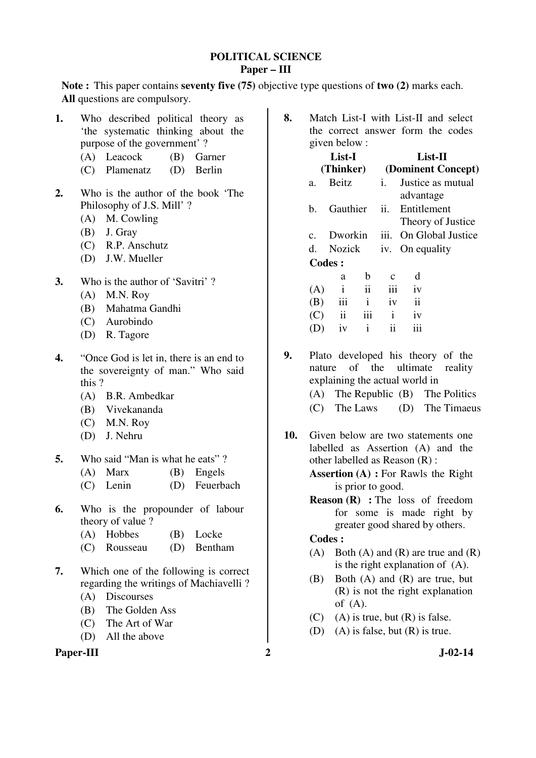# POLITICAL SCIENCE

## Paper – III

**Note :** This paper contains **seventy five (75)** objective type questions of **two (2)** marks each. **All** questions are compulsory.

**1.** Who described political theory as 'the systematic thinking about the purpose of the government' ?

(A) Leacock (B) Garner
(C) Plamenatz (D) Berlin

**2.** Who is the author of the book 'The Philosophy of J.S. Mill' ?

(A) M. Cowling
(B) J. Gray
(C) R.P. Anschutz
(D) J.W. Mueller

**3.** Who is the author of 'Savitri' ?

(A) M.N. Roy
(B) Mahatma Gandhi
(C) Aurobindo
(D) R. Tagore

**4.** "Once God is let in, there is an end to the sovereignty of man." Who said this ?

(A) B.R. Ambedkar
(B) Vivekananda
(C) M.N. Roy
(D) J. Nehru

**5.** Who said "Man is what he eats" ?

(A) Marx (B) Engels
(C) Lenin (D) Feuerbach

**6.** Who is the propounder of labour theory of value ?

(A) Hobbes (B) Locke
(C) Rousseau (D) Bentham

**7.** Which one of the following is correct regarding the writings of Machiavelli ?

(A) Discourses
(B) The Golden Ass
(C) The Art of War
(D) All the above

**8.** Match List-I with List-II and select the correct answer form the codes given below :

| List-I (Thinker) | List-II (Dominent Concept) |
|---|---|
| a. Beitz | i. Justice as mutual advantage |
| b. Gauthier | ii. Entitlement Theory of Justice |
| c. Dworkin | iii. On Global Justice |
| d. Nozick | iv. On equality |

**Codes :**

| | a | b | c | d |
|---|---|---|---|---|
| (A) | i | ii | iii | iv |
| (B) | iii | i | iv | ii |
| (C) | ii | iii | i | iv |
| (D) | iv | i | ii | iii |

**9.** Plato developed his theory of the nature of the ultimate reality explaining the actual world in

(A) The Republic (B) The Politics
(C) The Laws (D) The Timaeus

**10.** Given below are two statements one labelled as Assertion (A) and the other labelled as Reason (R) :

**Assertion (A) :** For Rawls the Right is prior to good.

**Reason (R) :** The loss of freedom for some is made right by greater good shared by others.

**Codes :**

(A) Both (A) and (R) are true and (R) is the right explanation of (A).
(B) Both (A) and (R) are true, but (R) is not the right explanation of (A).
(C) (A) is true, but (R) is false.
(D) (A) is false, but (R) is true.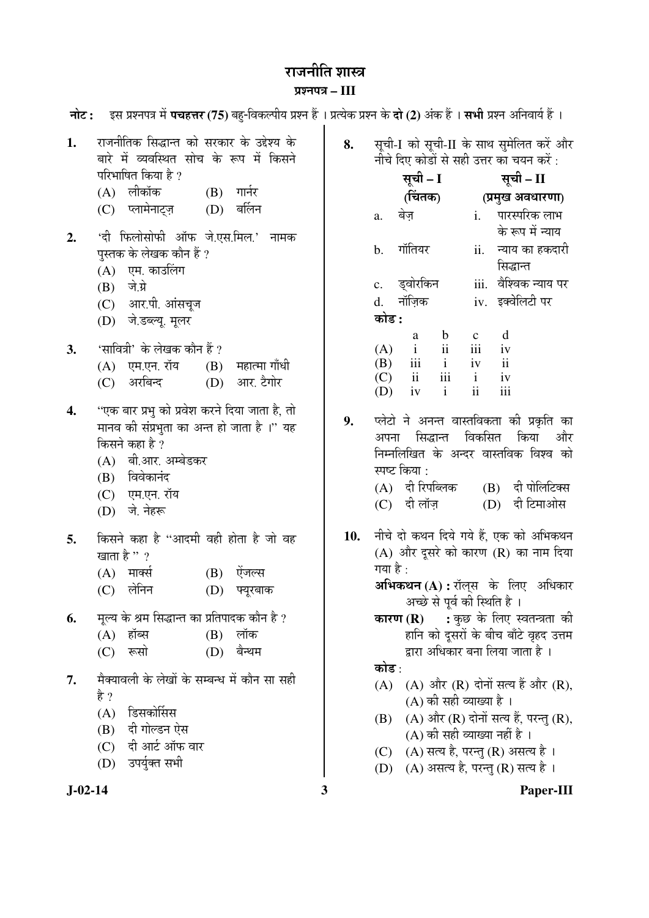# राजनीति शास्त्र

## प्रश्नपत्र – III

**नोट :** इस प्रश्नपत्र में **पचहत्तर (75)** बहु-विकल्पीय प्रश्न हैं । प्रत्येक प्रश्न के **दो (2)** अंक हैं । **सभी** प्रश्न अनिवार्य हैं ।

**1.** राजनीतिक सिद्धान्त को सरकार के उद्देश्य के बारे में व्यवस्थित सोच के रूप में किसने परिभाषित किया है ?

(A) लीकॉक (B) गार्नर
(C) प्लामेनाट्ज़ (D) बर्लिन

**2.** 'दी फिलोसोफी ऑफ जे.एस.मिल.' नामक पुस्तक के लेखक कौन हैं ?

(A) एम. काउलिंग
(B) जे.ग्रे
(C) आर.पी. आंसचूज
(D) जे.डब्ल्यू. मूलर

**3.** 'सावित्री' के लेखक कौन हैं ?

(A) एम.एन. रॉय (B) महात्मा गाँधी
(C) अरबिन्द (D) आर. टैगोर

**4.** "एक बार प्रभु को प्रवेश करने दिया जाता है, तो मानव की संप्रभुता का अन्त हो जाता है ।" यह किसने कहा है ?

(A) बी.आर. अम्बेडकर
(B) विवेकानंद
(C) एम.एन. रॉय
(D) जे. नेहरू

**5.** किसने कहा है "आदमी वही होता है जो वह खाता है" ?

(A) मार्क्स (B) ऐंजल्स
(C) लेनिन (D) फ्यूरबाक

**6.** मूल्य के श्रम सिद्धान्त का प्रतिपादक कौन है ?

(A) हॉब्स (B) लॉक
(C) रूसो (D) बैन्थम

**7.** मैक्यावली के लेखों के सम्बन्ध में कौन सा सही है ?

(A) डिसकोर्सिस
(B) दी गोल्डन ऐस
(C) दी आर्ट ऑफ वार
(D) उपर्युक्त सभी

**8.** सूची-I को सूची-II के साथ सुमेलित करें और नीचे दिए गए कोडों से सही उत्तर का चयन करें :

| | सूची – I (चिंतक) | | सूची – II (प्रमुख अवधारणा) |
|---|---|---|---|
| a. | बेज़ | i. | पारस्परिक लाभ के रूप में न्याय |
| b. | गॉतियर | ii. | न्याय का हकदारी सिद्धान्त |
| c. | ड्वोरकिन | iii. | वैश्विक न्याय पर |
| d. | नॉज़िक | iv. | इक्वेलिटी पर |

**कोड :**

| | a | b | c | d |
|---|---|---|---|---|
| (A) | i | ii | iii | iv |
| (B) | iii | i | iv | ii |
| (C) | ii | iii | i | iv |
| (D) | iv | i | ii | iii |

**9.** प्लेटो ने अनन्त वास्तविकता की प्रकृति का अपना सिद्धान्त विकसित किया और निम्नलिखित के अन्दर वास्तविक विश्व को स्पष्ट किया :

(A) दी रिपब्लिक (B) दी पोलिटिक्स
(C) दी लॉज़ (D) दी टिमाओस

**10.** नीचे दो कथन दिये गये हैं, एक को अभिकथन (A) और दूसरे को कारण (R) का नाम दिया गया है :

**अभिकथन (A) :** रॉल्स के लिए अधिकार अच्छे से पूर्व की स्थिति है ।

**कारण (R) :** कुछ के लिए स्वतन्त्रता की हानि को दूसरों के बीच बाँटे वृहद उत्तम द्वारा अधिकार बना लिया जाता है ।

**कोड :**

(A) (A) और (R) दोनों सत्य हैं और (R), (A) की सही व्याख्या है ।
(B) (A) और (R) दोनों सत्य हैं, परन्तु (R), (A) की सही व्याख्या नहीं है ।
(C) (A) सत्य है, परन्तु (R) असत्य है ।
(D) (A) असत्य है, परन्तु (R) सत्य है ।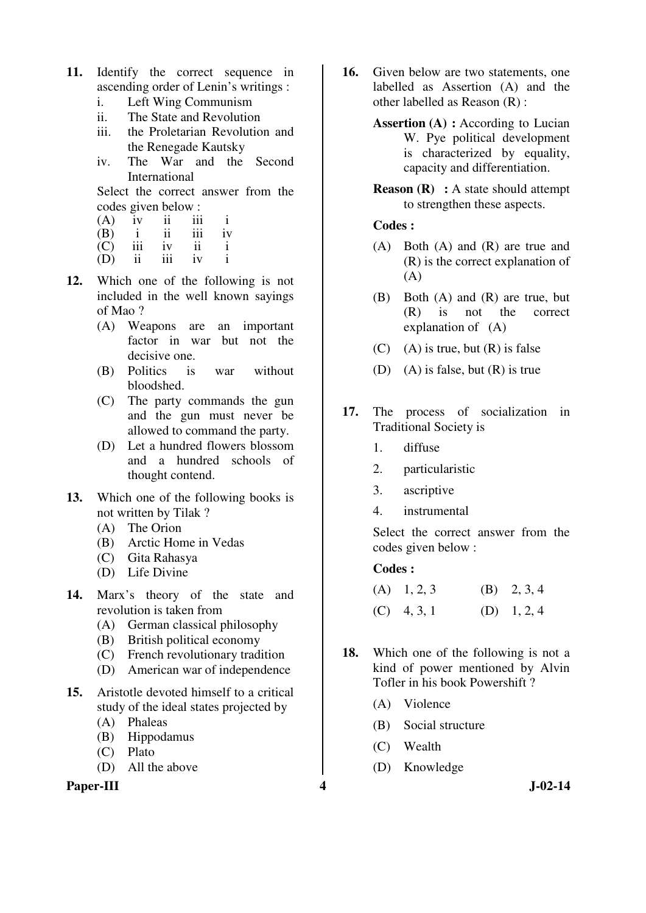11. Identify the correct sequence in ascending order of Lenin's writings :
    i. Left Wing Communism
    ii. The State and Revolution
    iii. the Proletarian Revolution and the Renegade Kautsky
    iv. The War and the Second International

    Select the correct answer from the codes given below :

    (A) iv ii iii i
    (B) i ii iii iv
    (C) iii iv ii i
    (D) ii iii iv i

12. Which one of the following is not included in the well known sayings of Mao ?
    (A) Weapons are an important factor in war but not the decisive one.
    (B) Politics is war without bloodshed.
    (C) The party commands the gun and the gun must never be allowed to command the party.
    (D) Let a hundred flowers blossom and a hundred schools of thought contend.

13. Which one of the following books is not written by Tilak ?
    (A) The Orion
    (B) Arctic Home in Vedas
    (C) Gita Rahasya
    (D) Life Divine

14. Marx's theory of the state and revolution is taken from
    (A) German classical philosophy
    (B) British political economy
    (C) French revolutionary tradition
    (D) American war of independence

15. Aristotle devoted himself to a critical study of the ideal states projected by
    (A) Phaleas
    (B) Hippodamus
    (C) Plato
    (D) All the above

16. Given below are two statements, one labelled as Assertion (A) and the other labelled as Reason (R) :

    **Assertion (A) :** According to Lucian W. Pye political development is characterized by equality, capacity and differentiation.

    **Reason (R) :** A state should attempt to strengthen these aspects.

    **Codes :**

    (A) Both (A) and (R) are true and (R) is the correct explanation of (A)
    (B) Both (A) and (R) are true, but (R) is not the correct explanation of (A)
    (C) (A) is true, but (R) is false
    (D) (A) is false, but (R) is true

17. The process of socialization in Traditional Society is
    1. diffuse
    2. particularistic
    3. ascriptive
    4. instrumental

    Select the correct answer from the codes given below :

    **Codes :**

    (A) 1, 2, 3 (B) 2, 3, 4
    (C) 4, 3, 1 (D) 1, 2, 4

18. Which one of the following is not a kind of power mentioned by Alvin Tofler in his book Powershift ?
    (A) Violence
    (B) Social structure
    (C) Wealth
    (D) Knowledge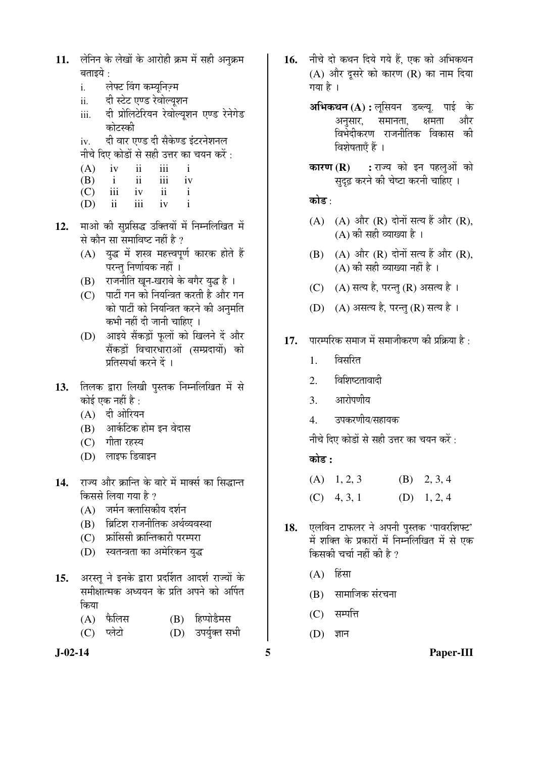11. लेनिन के लेखों के आरोही क्रम में सही अनुक्रम बताइये :

    i. लेफ्ट विंग कम्यूनिज़्म
    ii. दी स्टेट एण्ड रेवोल्यूशन
    iii. दी प्रोलिटेरियन रेवोल्यूशन एण्ड रेनेगेड कोटस्की
    iv. दी वार एण्ड दी सैकेण्ड इंटरनेशनल

    नीचे दिए कोडों से सही उत्तर का चयन करें :

    | | | | | |
    |---|---|---|---|---|
    | (A) | iv | ii | iii | i |
    | (B) | i | ii | iii | iv |
    | (C) | iii | iv | ii | i |
    | (D) | ii | iii | iv | i |

12. माओ की सुप्रसिद्ध उक्तियों में निम्नलिखित में से कौन सा समाविष्ट नहीं है ?

    (A) युद्ध में शस्त्र महत्त्वपूर्ण कारक होते हैं परन्तु निर्णायक नहीं ।
    (B) राजनीति खून-खराबे के बगैर युद्ध है ।
    (C) पार्टी गन को नियन्त्रित करती है और गन को पार्टी को नियन्त्रित करने की अनुमति कभी नहीं दी जानी चाहिए ।
    (D) आइये सैंकड़ों फूलों को खिलने दें और सैंकड़ों विचारधाराओं (सम्प्रदायों) को प्रतिस्पर्धा करने दें ।

13. तिलक द्वारा लिखी पुस्तक निम्नलिखित में से कोई एक नहीं है :

    (A) दी ओरियन
    (B) आर्कटिक होम इन वेदास
    (C) गीता रहस्य
    (D) लाइफ डिवाइन

14. राज्य और क्रान्ति के बारे में मार्क्स का सिद्धान्त किससे लिया गया है ?

    (A) जर्मन क्लासिकीय दर्शन
    (B) ब्रिटिश राजनीतिक अर्थव्यवस्था
    (C) फ्रांसिसी क्रान्तिकारी परम्परा
    (D) स्वतन्त्रता का अमेरिकन युद्ध

15. अरस्तू ने इनके द्वारा प्रदर्शित आदर्श राज्यों के समीक्षात्मक अध्ययन के प्रति अपने को अर्पित किया

    (A) फैलिस
    (B) हिप्पोडैमस
    (C) प्लेटो
    (D) उपर्युक्त सभी

16. नीचे दो कथन दिये गये हैं, एक को अभिकथन (A) और दूसरे को कारण (R) का नाम दिया गया है ।

    **अभिकथन (A) :** लूसियन डब्ल्यू. पाई के अनुसार, समानता, क्षमता और विभेदीकरण राजनीतिक विकास की विशेषताएँ हैं ।

    **कारण (R) :** राज्य को इन पहलुओं को सुदृढ़ करने की चेष्टा करनी चाहिए ।

    **कोड** :

    (A) (A) और (R) दोनों सत्य हैं और (R), (A) की सही व्याख्या है ।
    (B) (A) और (R) दोनों सत्य हैं और (R), (A) की सही व्याख्या नहीं है ।
    (C) (A) सत्य है, परन्तु (R) असत्य है ।
    (D) (A) असत्य है, परन्तु (R) सत्य है ।

17. पारम्परिक समाज में समाजीकरण की प्रक्रिया है :

    1. विसरित
    2. विशिष्टतावादी
    3. आरोपणीय
    4. उपकरणीय/सहायक

    नीचे दिए कोडों से सही उत्तर का चयन करें :

    **कोड :**

    (A) 1, 2, 3
    (B) 2, 3, 4
    (C) 4, 3, 1
    (D) 1, 2, 4

18. एलविन टाफलर ने अपनी पुस्तक 'पावरशिफ्ट' में शक्ति के प्रकारों में निम्नलिखित में से एक किसकी चर्चा नहीं की है ?

    (A) हिंसा
    (B) सामाजिक संरचना
    (C) सम्पत्ति
    (D) ज्ञान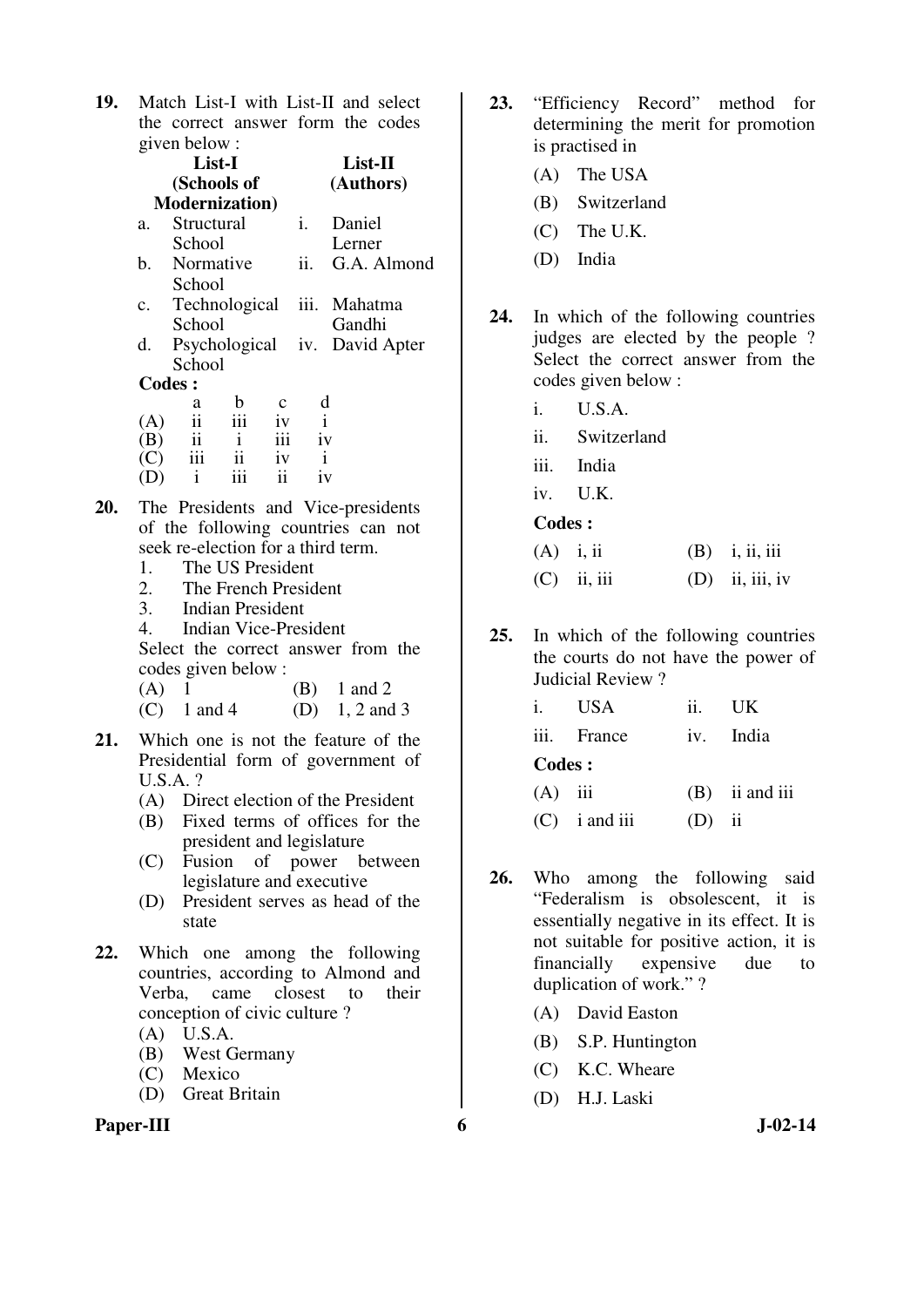19. Match List-I with List-II and select the correct answer form the codes given below :

| List-I (Schools of Modernization) | List-II (Authors) |
|---|---|
| a. Structural School | i. Daniel Lerner |
| b. Normative School | ii. G.A. Almond |
| c. Technological School | iii. Mahatma Gandhi |
| d. Psychological School | iv. David Apter |

**Codes :**

| | a | b | c | d |
|---|---|---|---|---|
| (A) | ii | iii | iv | i |
| (B) | ii | i | iii | iv |
| (C) | iii | ii | iv | i |
| (D) | i | iii | ii | iv |

20. The Presidents and Vice-presidents of the following countries can not seek re-election for a third term.
    1. The US President
    2. The French President
    3. Indian President
    4. Indian Vice-President

    Select the correct answer from the codes given below :
    (A) 1 (B) 1 and 2
    (C) 1 and 4 (D) 1, 2 and 3

21. Which one is not the feature of the Presidential form of government of U.S.A. ?
    (A) Direct election of the President
    (B) Fixed terms of offices for the president and legislature
    (C) Fusion of power between legislature and executive
    (D) President serves as head of the state

22. Which one among the following countries, according to Almond and Verba, came closest to their conception of civic culture ?
    (A) U.S.A.
    (B) West Germany
    (C) Mexico
    (D) Great Britain

23. "Efficiency Record" method for determining the merit for promotion is practised in
    (A) The USA
    (B) Switzerland
    (C) The U.K.
    (D) India

24. In which of the following countries judges are elected by the people ? Select the correct answer from the codes given below :
    i. U.S.A.
    ii. Switzerland
    iii. India
    iv. U.K.

    **Codes :**
    (A) i, ii (B) i, ii, iii
    (C) ii, iii (D) ii, iii, iv

25. In which of the following countries the courts do not have the power of Judicial Review ?
    i. USA ii. UK
    iii. France iv. India

    **Codes :**
    (A) iii (B) ii and iii
    (C) i and iii (D) ii

26. Who among the following said "Federalism is obsolescent, it is essentially negative in its effect. It is not suitable for positive action, it is financially expensive due to duplication of work." ?
    (A) David Easton
    (B) S.P. Huntington
    (C) K.C. Wheare
    (D) H.J. Laski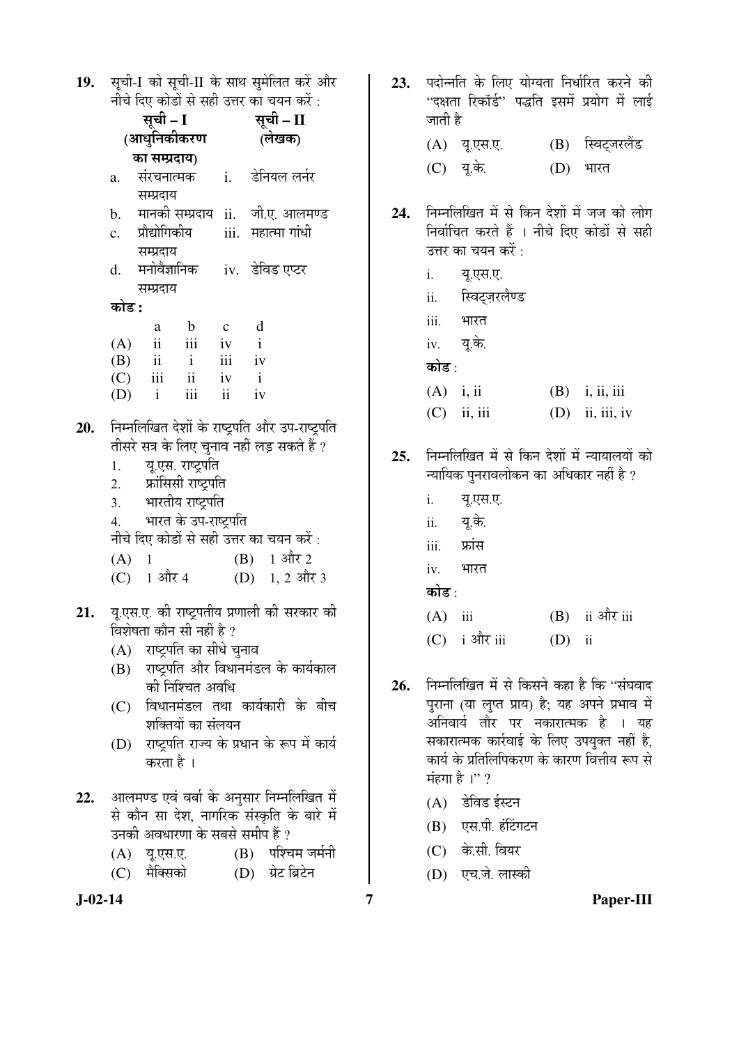**19.** सूची-I को सूची-II के साथ सुमेलित करें और नीचे दिए कोडों से सही उत्तर का चयन करें :

| सूची – I (आधुनिकीकरण का सम्प्रदाय) | सूची – II (लेखक) |
|---|---|
| a. संरचनात्मक सम्प्रदाय | i. डेनियल लर्नर |
| b. मानकी सम्प्रदाय | ii. जी.ए. आलमण्ड |
| c. प्रौद्योगिकीय सम्प्रदाय | iii. महात्मा गांधी |
| d. मनोवैज्ञानिक सम्प्रदाय | iv. डेविड एप्टर |

**कोड :**

| | a | b | c | d |
|---|---|---|---|---|
| (A) | ii | iii | iv | i |
| (B) | ii | i | iii | iv |
| (C) | iii | ii | iv | i |
| (D) | i | iii | ii | iv |

**20.** निम्नलिखित देशों के राष्ट्रपति और उप-राष्ट्रपति तीसरे सत्र के लिए चुनाव नहीं लड़ सकते हैं ?

1. यू.एस. राष्ट्रपति
2. फ्रांसिसी राष्ट्रपति
3. भारतीय राष्ट्रपति
4. भारत के उप-राष्ट्रपति

नीचे दिए कोडों से सही उत्तर का चयन करें :

(A) 1 (B) 1 और 2
(C) 1 और 4 (D) 1, 2 और 3

**21.** यू.एस.ए. की राष्ट्रपतीय प्रणाली की सरकार की विशेषता कौन सी नहीं है ?

(A) राष्ट्रपति का सीधे चुनाव
(B) राष्ट्रपति और विधानमंडल के कार्यकाल की निश्चित अवधि
(C) विधानमंडल तथा कार्यकारी के बीच शक्तियों का संलयन
(D) राष्ट्रपति राज्य के प्रधान के रूप में कार्य करता है ।

**22.** आलमण्ड एवं वर्बा के अनुसार निम्नलिखित में से कौन सा देश, नागरिक संस्कृति के बारे में उनकी अवधारणा के सबसे समीप हैं ?

(A) यू.एस.ए. (B) पश्चिम जर्मनी
(C) मैक्सिको (D) ग्रेट ब्रिटेन

**23.** पदोन्नति के लिए योग्यता निर्धारित करने की "दक्षता रिकॉर्ड" पद्धति इसमें प्रयोग में लाई जाती है

(A) यू.एस.ए. (B) स्विट्जरलैंड
(C) यू.के. (D) भारत

**24.** निम्नलिखित में से किन देशों में जज को लोग निर्वाचित करते हैं । नीचे दिए गए कोडों से सही उत्तर का चयन करें :

i. यू.एस.ए.
ii. स्विट्ज़रलैण्ड
iii. भारत
iv. यू.के.

**कोड** :

(A) i, ii (B) i, ii, iii
(C) ii, iii (D) ii, iii, iv

**25.** निम्नलिखित में से किन देशों में न्यायालयों को न्यायिक पुनरावलोकन का अधिकार नहीं है ?

i. यू.एस.ए.
ii. यू.के.
iii. फ्रांस
iv. भारत

**कोड** :

(A) iii (B) ii और iii
(C) i और iii (D) ii

**26.** निम्नलिखित में से किसने कहा है कि "संघवाद पुराना (या लुप्त प्राय) है; यह अपने प्रभाव में अनिवार्य तौर पर नकारात्मक है । यह सकारात्मक कार्रवाई के लिए उपयुक्त नहीं है, कार्य के प्रतिलिपिकरण के कारण वित्तीय रूप से मंहगा है ।" ?

(A) डेविड ईस्टन
(B) एस.पी. हंटिंगटन
(C) के.सी. वियर
(D) एच.जे. लास्की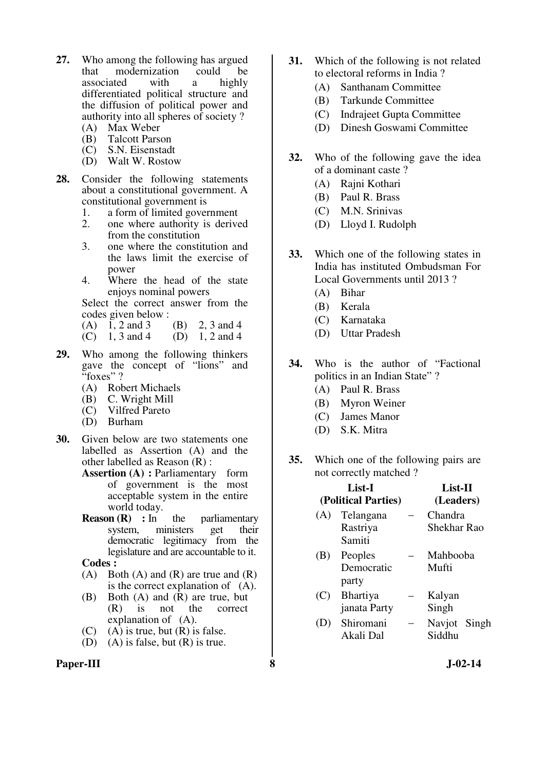**27.** Who among the following has argued that modernization could be associated with a highly differentiated political structure and the diffusion of political power and authority into all spheres of society ?

(A) Max Weber
(B) Talcott Parson
(C) S.N. Eisenstadt
(D) Walt W. Rostow

**28.** Consider the following statements about a constitutional government. A constitutional government is

1. a form of limited government
2. one where authority is derived from the constitution
3. one where the constitution and the laws limit the exercise of power
4. Where the head of the state enjoys nominal powers

Select the correct answer from the codes given below :

(A) 1, 2 and 3 (B) 2, 3 and 4
(C) 1, 3 and 4 (D) 1, 2 and 4

**29.** Who among the following thinkers gave the concept of "lions" and "foxes" ?

(A) Robert Michaels
(B) C. Wright Mill
(C) Vilfred Pareto
(D) Burham

**30.** Given below are two statements one labelled as Assertion (A) and the other labelled as Reason (R) :

**Assertion (A) :** Parliamentary form of government is the most acceptable system in the entire world today.

**Reason (R) :** In the parliamentary system, ministers get their democratic legitimacy from the legislature and are accountable to it.

**Codes :**

(A) Both (A) and (R) are true and (R) is the correct explanation of (A).
(B) Both (A) and (R) are true, but (R) is not the correct explanation of (A).
(C) (A) is true, but (R) is false.
(D) (A) is false, but (R) is true.

**31.** Which of the following is not related to electoral reforms in India ?

(A) Santhanam Committee
(B) Tarkunde Committee
(C) Indrajeet Gupta Committee
(D) Dinesh Goswami Committee

**32.** Who of the following gave the idea of a dominant caste ?

(A) Rajni Kothari
(B) Paul R. Brass
(C) M.N. Srinivas
(D) Lloyd I. Rudolph

**33.** Which one of the following states in India has instituted Ombudsman For Local Governments until 2013 ?

(A) Bihar
(B) Kerala
(C) Karnataka
(D) Uttar Pradesh

**34.** Who is the author of "Factional politics in an Indian State" ?

(A) Paul R. Brass
(B) Myron Weiner
(C) James Manor
(D) S.K. Mitra

**35.** Which one of the following pairs are not correctly matched ?

| | List-I (Political Parties) | | List-II (Leaders) |
|---|---|---|---|
| (A) | Telangana Rastriya Samiti | – | Chandra Shekhar Rao |
| (B) | Peoples Democratic party | – | Mahbooba Mufti |
| (C) | Bhartiya janata Party | – | Kalyan Singh |
| (D) | Shiromani Akali Dal | – | Navjot Singh Siddhu |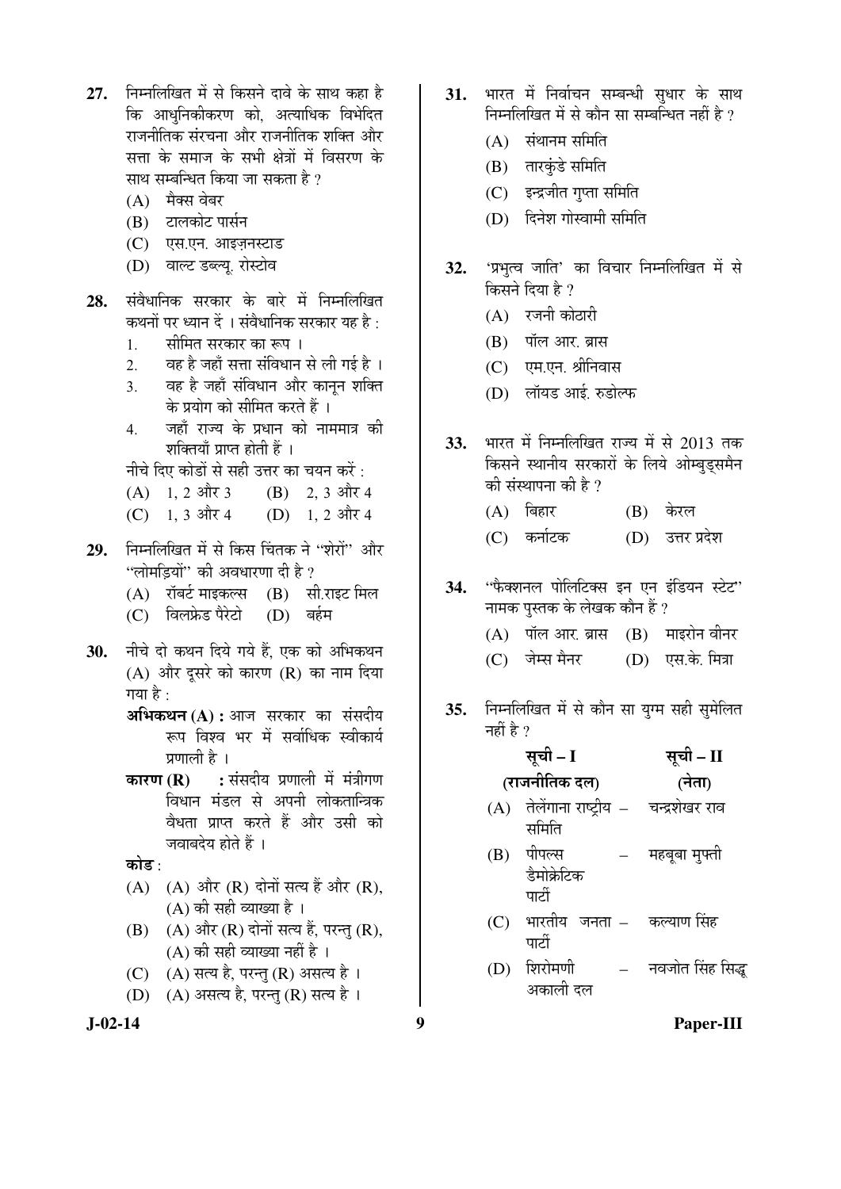27. निम्नलिखित में से किसने दावे के साथ कहा है कि आधुनिकीकरण को, अत्याधिक विभेदित राजनीतिक संरचना और राजनीतिक शक्ति और सत्ता के समाज के सभी क्षेत्रों में विसरण के साथ सम्बन्धित किया जा सकता है ?
   (A) मैक्स वेबर
   (B) टालकोट पार्सन
   (C) एस.एन. आइज़नस्टाड
   (D) वाल्ट डब्ल्यू. रोस्टोव

28. संवैधानिक सरकार के बारे में निम्नलिखित कथनों पर ध्यान दें । संवैधानिक सरकार यह है :
   1. सीमित सरकार का रूप ।
   2. वह है जहाँ सत्ता संविधान से ली गई है ।
   3. वह है जहाँ संविधान और कानून शक्ति के प्रयोग को सीमित करते हैं ।
   4. जहाँ राज्य के प्रधान को नाममात्र की शक्तियाँ प्राप्त होती हैं ।

   नीचे दिए कोडों से सही उत्तर का चयन करें :
   (A) 1, 2 और 3 (B) 2, 3 और 4
   (C) 1, 3 और 4 (D) 1, 2 और 4

29. निम्नलिखित में से किस चिंतक ने "शेरों" और "लोमड़ियों" की अवधारणा दी है ?
   (A) रॉबर्ट माइकल्स (B) सी.राइट मिल
   (C) विलफ्रेड पैरेटो (D) बर्हम

30. नीचे दो कथन दिये गये हैं, एक को अभिकथन (A) और दूसरे को कारण (R) का नाम दिया गया है :

   **अभिकथन (A) :** आज सरकार का संसदीय रूप विश्व भर में सर्वाधिक स्वीकार्य प्रणाली है ।

   **कारण (R) :** संसदीय प्रणाली में मंत्रीगण विधान मंडल से अपनी लोकतान्त्रिक वैधता प्राप्त करते हैं और उसी को जवाबदेय होते हैं ।

   **कोड** :
   (A) (A) और (R) दोनों सत्य हैं और (R), (A) की सही व्याख्या है ।
   (B) (A) और (R) दोनों सत्य हैं, परन्तु (R), (A) की सही व्याख्या नहीं है ।
   (C) (A) सत्य है, परन्तु (R) असत्य है ।
   (D) (A) असत्य है, परन्तु (R) सत्य है ।

31. भारत में निर्वाचन सम्बन्धी सुधार के साथ निम्नलिखित में से कौन सा सम्बन्धित नहीं है ?
   (A) संथानम समिति
   (B) तारकुंडे समिति
   (C) इन्द्रजीत गुप्ता समिति
   (D) दिनेश गोस्वामी समिति

32. 'प्रभुत्व जाति' का विचार निम्नलिखित में से किसने दिया है ?
   (A) रजनी कोठारी
   (B) पॉल आर. ब्रास
   (C) एम.एन. श्रीनिवास
   (D) लॉयड आई. रुडोल्फ

33. भारत में निम्नलिखित राज्य में से 2013 तक किसने स्थानीय सरकारों के लिये ओम्बुड्समैन की संस्थापना की है ?
   (A) बिहार (B) केरल
   (C) कर्नाटक (D) उत्तर प्रदेश

34. "फैक्शनल पोलिटिक्स इन एन इंडियन स्टेट" नामक पुस्तक के लेखक कौन हैं ?
   (A) पॉल आर. ब्रास (B) माइरोन वीनर
   (C) जेम्स मैनर (D) एस.के. मित्रा

35. निम्नलिखित में से कौन सा युग्म सही सुमेलित नहीं है ?

| | सूची – I (राजनीतिक दल) | | सूची – II (नेता) |
|---|---|---|---|
| (A) | तेलेंगाना राष्ट्रीय समिति | – | चन्द्रशेखर राव |
| (B) | पीपल्स डैमोक्रेटिक पार्टी | – | महबूबा मुफ्ती |
| (C) | भारतीय जनता पार्टी | – | कल्याण सिंह |
| (D) | शिरोमणी अकाली दल | – | नवजोत सिंह सिद्धू |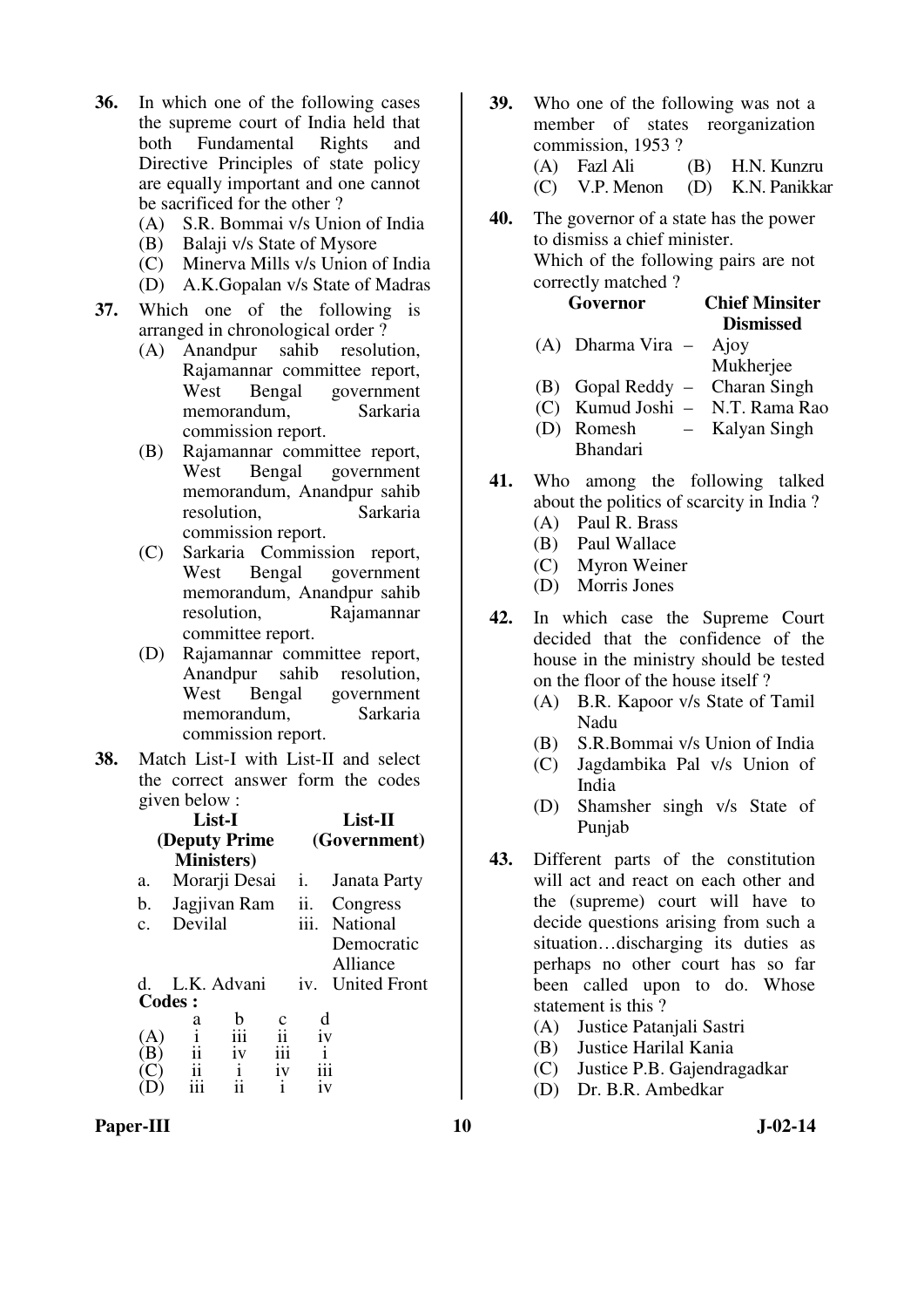36. In which one of the following cases the supreme court of India held that both Fundamental Rights and Directive Principles of state policy are equally important and one cannot be sacrificed for the other ?
   (A) S.R. Bommai v/s Union of India
   (B) Balaji v/s State of Mysore
   (C) Minerva Mills v/s Union of India
   (D) A.K.Gopalan v/s State of Madras

37. Which one of the following is arranged in chronological order ?
   (A) Anandpur sahib resolution, Rajamannar committee report, West Bengal government memorandum, Sarkaria commission report.
   (B) Rajamannar committee report, West Bengal government memorandum, Anandpur sahib resolution, Sarkaria commission report.
   (C) Sarkaria Commission report, West Bengal government memorandum, Anandpur sahib resolution, Rajamannar committee report.
   (D) Rajamannar committee report, Anandpur sahib resolution, West Bengal government memorandum, Sarkaria commission report.

38. Match List-I with List-II and select the correct answer form the codes given below :

| | List-I (Deputy Prime Ministers) | | List-II (Government) |
|---|---|---|---|
| a. | Morarji Desai | i. | Janata Party |
| b. | Jagjivan Ram | ii. | Congress |
| c. | Devilal | iii. | National Democratic Alliance |
| d. | L.K. Advani | iv. | United Front |

**Codes :**

| | a | b | c | d |
|---|---|---|---|---|
| (A) | i | iii | ii | iv |
| (B) | ii | iv | iii | i |
| (C) | ii | i | iv | iii |
| (D) | iii | ii | i | iv |

39. Who one of the following was not a member of states reorganization commission, 1953 ?
   (A) Fazl Ali
   (B) H.N. Kunzru
   (C) V.P. Menon
   (D) K.N. Panikkar

40. The governor of a state has the power to dismiss a chief minister.
   Which of the following pairs are not correctly matched ?

| | Governor | | Chief Minsiter Dismissed |
|---|---|---|---|
| (A) | Dharma Vira | – | Ajoy Mukherjee |
| (B) | Gopal Reddy | – | Charan Singh |
| (C) | Kumud Joshi | – | N.T. Rama Rao |
| (D) | Romesh Bhandari | – | Kalyan Singh |

41. Who among the following talked about the politics of scarcity in India ?
   (A) Paul R. Brass
   (B) Paul Wallace
   (C) Myron Weiner
   (D) Morris Jones

42. In which case the Supreme Court decided that the confidence of the house in the ministry should be tested on the floor of the house itself ?
   (A) B.R. Kapoor v/s State of Tamil Nadu
   (B) S.R.Bommai v/s Union of India
   (C) Jagdambika Pal v/s Union of India
   (D) Shamsher singh v/s State of Punjab

43. Different parts of the constitution will act and react on each other and the (supreme) court will have to decide questions arising from such a situation…discharging its duties as perhaps no other court has so far been called upon to do. Whose statement is this ?
   (A) Justice Patanjali Sastri
   (B) Justice Harilal Kania
   (C) Justice P.B. Gajendragadkar
   (D) Dr. B.R. Ambedkar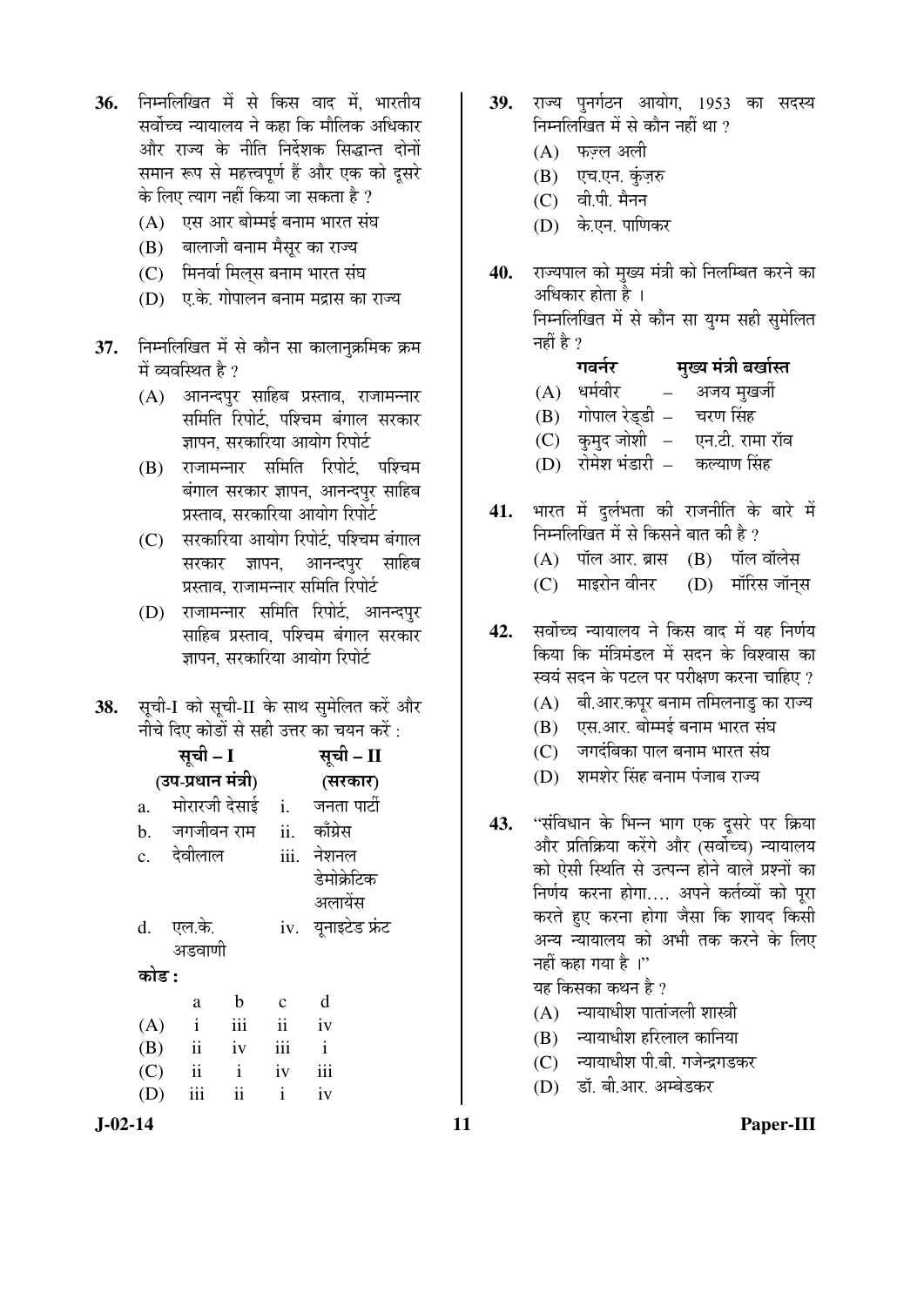**36.** निम्नलिखित में से किस वाद में, भारतीय सर्वोच्च न्यायालय ने कहा कि मौलिक अधिकार और राज्य के नीति निर्देशक सिद्धान्त दोनों समान रूप से महत्त्वपूर्ण हैं और एक को दूसरे के लिए त्याग नहीं किया जा सकता है ?

(A) एस आर बोम्मई बनाम भारत संघ
(B) बालाजी बनाम मैसूर का राज्य
(C) मिनर्वा मिल्स बनाम भारत संघ
(D) ए.के. गोपालन बनाम मद्रास का राज्य

**37.** निम्नलिखित में से कौन सा कालानुक्रमिक क्रम में व्यवस्थित है ?

(A) आनन्दपुर साहिब प्रस्ताव, राजामन्नार समिति रिपोर्ट, पश्चिम बंगाल सरकार ज्ञापन, सरकारिया आयोग रिपोर्ट
(B) राजामन्नार समिति रिपोर्ट, पश्चिम बंगाल सरकार ज्ञापन, आनन्दपुर साहिब प्रस्ताव, सरकारिया आयोग रिपोर्ट
(C) सरकारिया आयोग रिपोर्ट, पश्चिम बंगाल सरकार ज्ञापन, आनन्दपुर साहिब प्रस्ताव, राजामन्नार समिति रिपोर्ट
(D) राजामन्नार समिति रिपोर्ट, आनन्दपुर साहिब प्रस्ताव, पश्चिम बंगाल सरकार ज्ञापन, सरकारिया आयोग रिपोर्ट

**38.** सूची-I को सूची-II के साथ सुमेलित करें और नीचे दिए कोडों से सही उत्तर का चयन करें :

| | सूची – I (उप-प्रधान मंत्री) | | सूची – II (सरकार) |
|---|---|---|---|
| a. | मोरारजी देसाई | i. | जनता पार्टी |
| b. | जगजीवन राम | ii. | काँग्रेस |
| c. | देवीलाल | iii. | नेशनल डेमोक्रेटिक अलायंस |
| d. | एल.के. अडवाणी | iv. | यूनाइटेड फ्रंट |

**कोड :**

| | a | b | c | d |
|---|---|---|---|---|
| (A) | i | iii | ii | iv |
| (B) | ii | iv | iii | i |
| (C) | ii | i | iv | iii |
| (D) | iii | ii | i | iv |

**39.** राज्य पुनर्गठन आयोग, 1953 का सदस्य निम्नलिखित में से कौन नहीं था ?

(A) फज़्ल अली
(B) एच.एन. कुंज़रु
(C) वी.पी. मैनन
(D) के.एन. पाणिकर

**40.** राज्यपाल को मुख्य मंत्री को निलम्बित करने का अधिकार होता है ।
निम्नलिखित में से कौन सा युग्म सही सुमेलित नहीं है ?

| | गवर्नर | | मुख्य मंत्री बर्खास्त |
|---|---|---|---|
| (A) | धर्मवीर | – | अजय मुखर्जी |
| (B) | गोपाल रेड्डी | – | चरण सिंह |
| (C) | कुमुद जोशी | – | एन.टी. रामा रॉव |
| (D) | रोमेश भंडारी | – | कल्याण सिंह |

**41.** भारत में दुर्लभता की राजनीति के बारे में निम्नलिखित में से किसने बात की है ?

(A) पॉल आर. ब्रास (B) पॉल वॉलेस
(C) माइरोन वीनर (D) मॉरिस जॉन्स

**42.** सर्वोच्च न्यायालय ने किस वाद में यह निर्णय किया कि मंत्रिमंडल में सदन के विश्वास का स्वयं सदन के पटल पर परीक्षण करना चाहिए ?

(A) बी.आर.कपूर बनाम तमिलनाडु का राज्य
(B) एस.आर. बोम्मई बनाम भारत संघ
(C) जगदंबिका पाल बनाम भारत संघ
(D) शमशेर सिंह बनाम पंजाब राज्य

**43.** ''संविधान के भिन्न भाग एक दूसरे पर क्रिया और प्रतिक्रिया करेंगे और (सर्वोच्च) न्यायालय को ऐसी स्थिति से उत्पन्न होने वाले प्रश्नों का निर्णय करना होगा.... अपने कर्तव्यों को पूरा करते हुए करना होगा जैसा कि शायद किसी अन्य न्यायालय को अभी तक करने के लिए नहीं कहा गया है ।''
यह किसका कथन है ?

(A) न्यायाधीश पातांजली शास्त्री
(B) न्यायाधीश हरिलाल कानिया
(C) न्यायाधीश पी.बी. गजेन्द्रगडकर
(D) डॉ. बी.आर. अम्बेडकर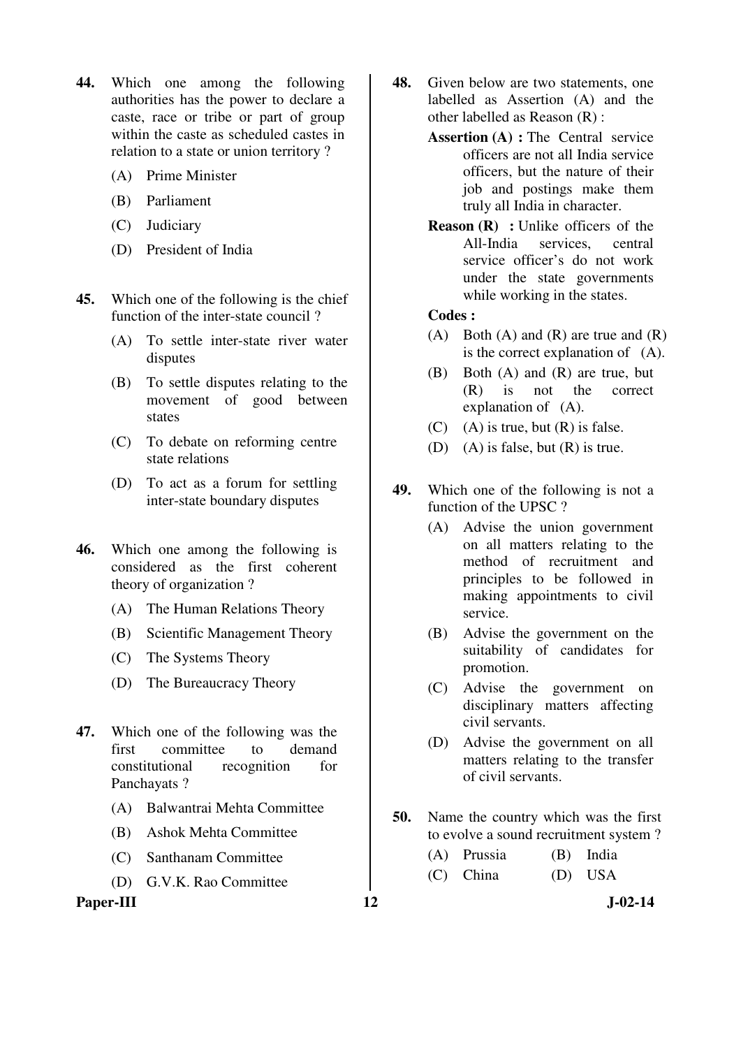44. Which one among the following authorities has the power to declare a caste, race or tribe or part of group within the caste as scheduled castes in relation to a state or union territory ?

    (A) Prime Minister
    (B) Parliament
    (C) Judiciary
    (D) President of India

45. Which one of the following is the chief function of the inter-state council ?

    (A) To settle inter-state river water disputes
    (B) To settle disputes relating to the movement of good between states
    (C) To debate on reforming centre state relations
    (D) To act as a forum for settling inter-state boundary disputes

46. Which one among the following is considered as the first coherent theory of organization ?

    (A) The Human Relations Theory
    (B) Scientific Management Theory
    (C) The Systems Theory
    (D) The Bureaucracy Theory

47. Which one of the following was the first committee to demand constitutional recognition for Panchayats ?

    (A) Balwantrai Mehta Committee
    (B) Ashok Mehta Committee
    (C) Santhanam Committee
    (D) G.V.K. Rao Committee

48. Given below are two statements, one labelled as Assertion (A) and the other labelled as Reason (R) :

    **Assertion (A) :** The Central service officers are not all India service officers, but the nature of their job and postings make them truly all India in character.

    **Reason (R) :** Unlike officers of the All-India services, central service officer's do not work under the state governments while working in the states.

    **Codes :**

    (A) Both (A) and (R) are true and (R) is the correct explanation of (A).
    (B) Both (A) and (R) are true, but (R) is not the correct explanation of (A).
    (C) (A) is true, but (R) is false.
    (D) (A) is false, but (R) is true.

49. Which one of the following is not a function of the UPSC ?

    (A) Advise the union government on all matters relating to the method of recruitment and principles to be followed in making appointments to civil service.
    (B) Advise the government on the suitability of candidates for promotion.
    (C) Advise the government on disciplinary matters affecting civil servants.
    (D) Advise the government on all matters relating to the transfer of civil servants.

50. Name the country which was the first to evolve a sound recruitment system ?

    (A) Prussia
    (B) India
    (C) China
    (D) USA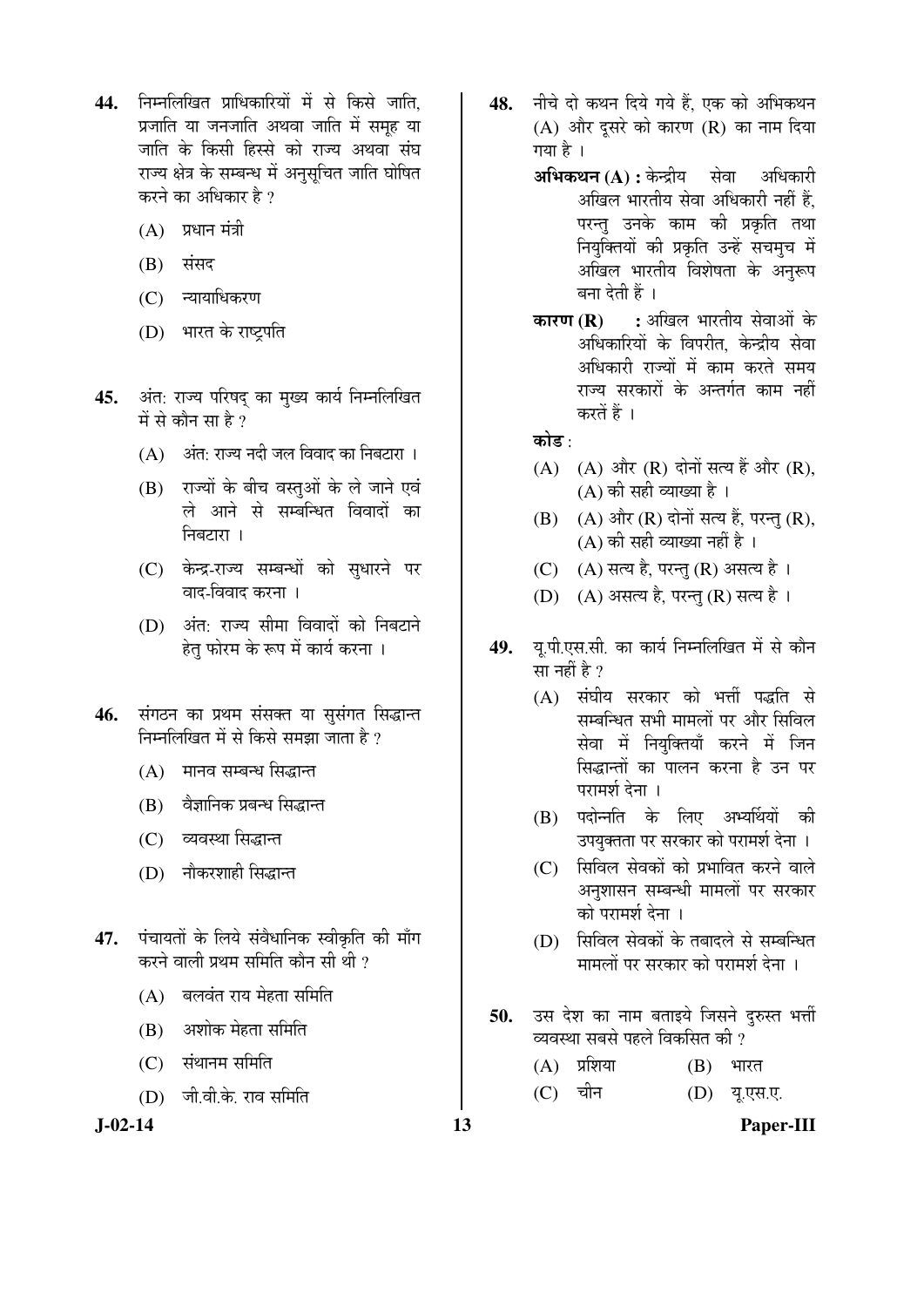44. निम्नलिखित प्राधिकारियों में से किसे जाति, प्रजाति या जनजाति अथवा जाति में समूह या जाति के किसी हिस्से को राज्य अथवा संघ राज्य क्षेत्र के सम्बन्ध में अनुसूचित जाति घोषित करने का अधिकार है ?

    (A) प्रधान मंत्री

    (B) संसद

    (C) न्यायाधिकरण

    (D) भारत के राष्ट्रपति

45. अंत: राज्य परिषद् का मुख्य कार्य निम्नलिखित में से कौन सा है ?

    (A) अंत: राज्य नदी जल विवाद का निबटारा ।

    (B) राज्यों के बीच वस्तुओं के ले जाने एवं ले आने से सम्बन्धित विवादों का निबटारा ।

    (C) केन्द्र-राज्य सम्बन्धों को सुधारने पर वाद-विवाद करना ।

    (D) अंत: राज्य सीमा विवादों को निबटाने हेतु फोरम के रूप में कार्य करना ।

46. संगठन का प्रथम संसक्त या सुसंगत सिद्धान्त निम्नलिखित में से किसे समझा जाता है ?

    (A) मानव सम्बन्ध सिद्धान्त

    (B) वैज्ञानिक प्रबन्ध सिद्धान्त

    (C) व्यवस्था सिद्धान्त

    (D) नौकरशाही सिद्धान्त

47. पंचायतों के लिये संवैधानिक स्वीकृति की माँग करने वाली प्रथम समिति कौन सी थी ?

    (A) बलवंत राय मेहता समिति

    (B) अशोक मेहता समिति

    (C) संथानम समिति

    (D) जी.वी.के. राव समिति

48. नीचे दो कथन दिये गये हैं, एक को अभिकथन (A) और दूसरे को कारण (R) का नाम दिया गया है ।

    **अभिकथन (A) :** केन्द्रीय सेवा अधिकारी अखिल भारतीय सेवा अधिकारी नहीं हैं, परन्तु उनके काम की प्रकृति तथा नियुक्तियों की प्रकृति उन्हें सचमुच में अखिल भारतीय विशेषता के अनुरूप बना देती हैं ।

    **कारण (R) :** अखिल भारतीय सेवाओं के अधिकारियों के विपरीत, केन्द्रीय सेवा अधिकारी राज्यों में काम करते समय राज्य सरकारों के अन्तर्गत काम नहीं करते हैं ।

    **कोड :**

    (A) (A) और (R) दोनों सत्य हैं और (R), (A) की सही व्याख्या है ।

    (B) (A) और (R) दोनों सत्य हैं, परन्तु (R), (A) की सही व्याख्या नहीं है ।

    (C) (A) सत्य है, परन्तु (R) असत्य है ।

    (D) (A) असत्य है, परन्तु (R) सत्य है ।

49. यू.पी.एस.सी. का कार्य निम्नलिखित में से कौन सा नहीं है ?

    (A) संघीय सरकार को भर्ती पद्धति से सम्बन्धित सभी मामलों पर और सिविल सेवा में नियुक्तियाँ करने में जिन सिद्धान्तों का पालन करना है उन पर परामर्श देना ।

    (B) पदोन्नति के लिए अभ्यर्थियों की उपयुक्तता पर सरकार को परामर्श देना ।

    (C) सिविल सेवकों को प्रभावित करने वाले अनुशासन सम्बन्धी मामलों पर सरकार को परामर्श देना ।

    (D) सिविल सेवकों के तबादले से सम्बन्धित मामलों पर सरकार को परामर्श देना ।

50. उस देश का नाम बताइये जिसने दुरुस्त भर्ती व्यवस्था सबसे पहले विकसित की ?

    (A) प्रशिया

    (B) भारत

    (C) चीन

    (D) यू.एस.ए.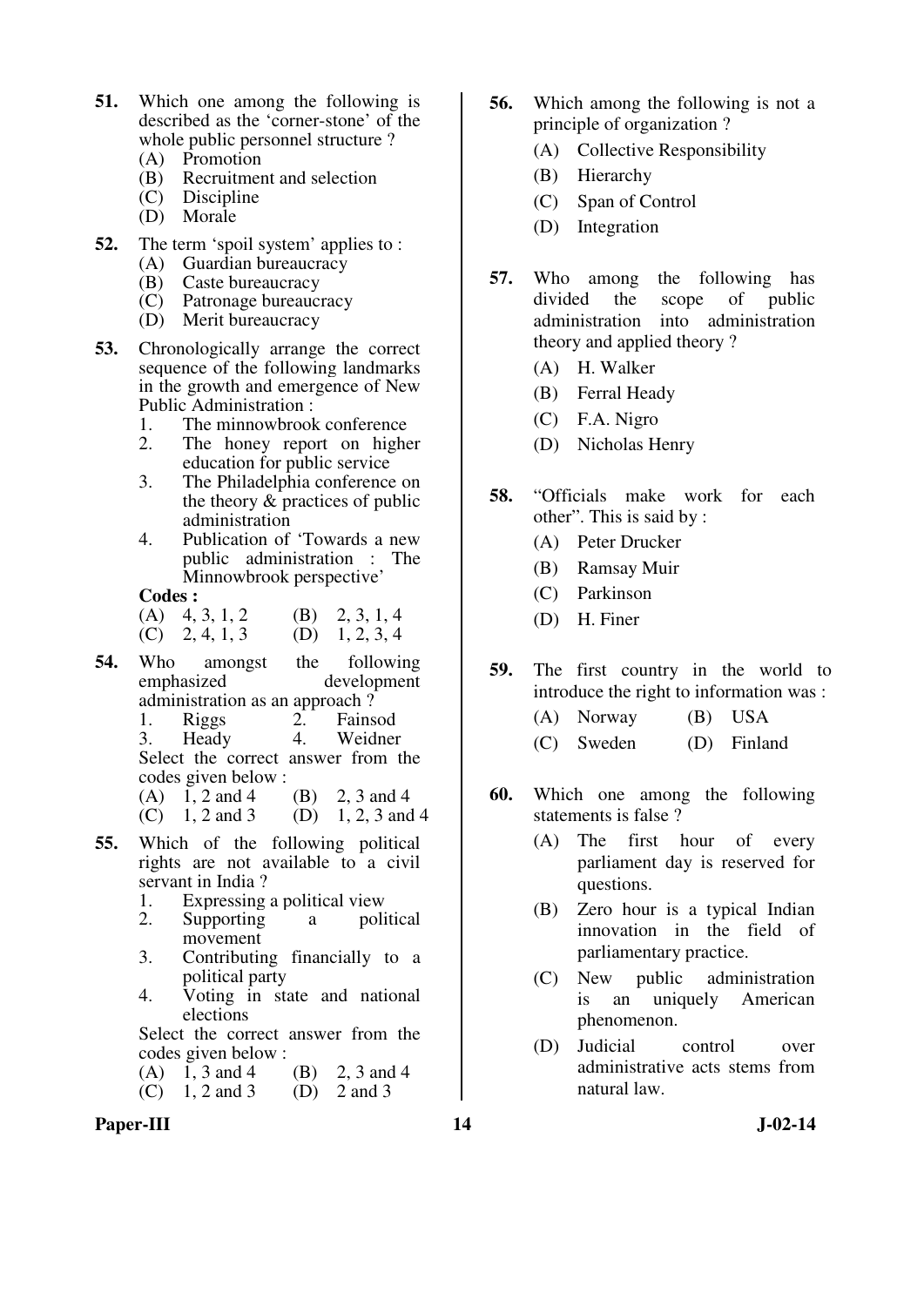**51.** Which one among the following is described as the 'corner-stone' of the whole public personnel structure ?

(A) Promotion
(B) Recruitment and selection
(C) Discipline
(D) Morale

**52.** The term 'spoil system' applies to :

(A) Guardian bureaucracy
(B) Caste bureaucracy
(C) Patronage bureaucracy
(D) Merit bureaucracy

**53.** Chronologically arrange the correct sequence of the following landmarks in the growth and emergence of New Public Administration :

1. The minnowbrook conference
2. The honey report on higher education for public service
3. The Philadelphia conference on the theory & practices of public administration
4. Publication of 'Towards a new public administration : The Minnowbrook perspective'

**Codes :**

(A) 4, 3, 1, 2 (B) 2, 3, 1, 4
(C) 2, 4, 1, 3 (D) 1, 2, 3, 4

**54.** Who amongst the following emphasized development administration as an approach ?

1. Riggs 2. Fainsod
3. Heady 4. Weidner

Select the correct answer from the codes given below :

(A) 1, 2 and 4 (B) 2, 3 and 4
(C) 1, 2 and 3 (D) 1, 2, 3 and 4

**55.** Which of the following political rights are not available to a civil servant in India ?

1. Expressing a political view
2. Supporting a political movement
3. Contributing financially to a political party
4. Voting in state and national elections

Select the correct answer from the codes given below :

(A) 1, 3 and 4 (B) 2, 3 and 4
(C) 1, 2 and 3 (D) 2 and 3

**56.** Which among the following is not a principle of organization ?

(A) Collective Responsibility
(B) Hierarchy
(C) Span of Control
(D) Integration

**57.** Who among the following has divided the scope of public administration into administration theory and applied theory ?

(A) H. Walker
(B) Ferral Heady
(C) F.A. Nigro
(D) Nicholas Henry

**58.** "Officials make work for each other". This is said by :

(A) Peter Drucker
(B) Ramsay Muir
(C) Parkinson
(D) H. Finer

**59.** The first country in the world to introduce the right to information was :

(A) Norway (B) USA
(C) Sweden (D) Finland

**60.** Which one among the following statements is false ?

(A) The first hour of every parliament day is reserved for questions.
(B) Zero hour is a typical Indian innovation in the field of parliamentary practice.
(C) New public administration is an uniquely American phenomenon.
(D) Judicial control over administrative acts stems from natural law.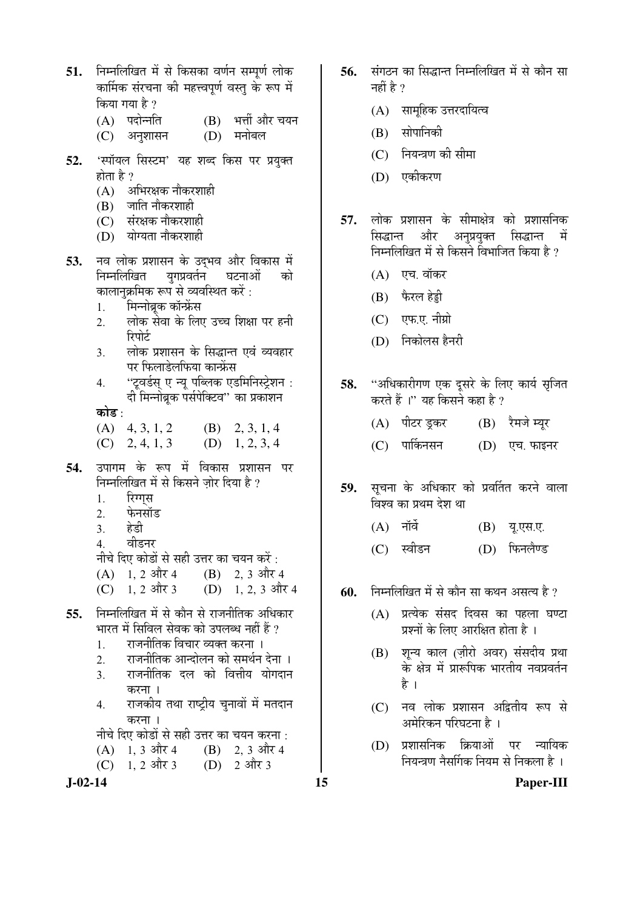51. निम्नलिखित में से किसका वर्णन सम्पूर्ण लोक कार्मिक संरचना की महत्त्वपूर्ण वस्तु के रूप में किया गया है ?
   (A) पदोन्नति (B) भर्त्ती और चयन
   (C) अनुशासन (D) मनोबल

52. 'स्पॉयल सिस्टम' यह शब्द किस पर प्रयुक्त होता है ?
   (A) अभिरक्षक नौकरशाही
   (B) जाति नौकरशाही
   (C) संरक्षक नौकरशाही
   (D) योग्यता नौकरशाही

53. नव लोक प्रशासन के उद्भव और विकास में निम्नलिखित युगप्रवर्तन घटनाओं को कालानुक्रमिक रूप से व्यवस्थित करें :
   1. मिन्नोब्रूक कॉन्फ्रेंस
   2. लोक सेवा के लिए उच्च शिक्षा पर हनी रिपोर्ट
   3. लोक प्रशासन के सिद्धान्त एवं व्यवहार पर फिलाडेलफिया कान्फ्रेंस
   4. "टूवर्डस् ए न्यू पब्लिक एडमिनिस्ट्रेशन : दी मिन्नोब्रूक पर्सपेक्टिव" का प्रकाशन

   **कोड** :
   (A) 4, 3, 1, 2 (B) 2, 3, 1, 4
   (C) 2, 4, 1, 3 (D) 1, 2, 3, 4

54. उपागम के रूप में विकास प्रशासन पर निम्नलिखित में से किसने ज़ोर दिया है ?
   1. रिग्स
   2. फेनसॉड
   3. हेडी
   4. वीडनर

   नीचे दिए कोडों से सही उत्तर का चयन करें :
   (A) 1, 2 और 4 (B) 2, 3 और 4
   (C) 1, 2 और 3 (D) 1, 2, 3 और 4

55. निम्नलिखित में से कौन से राजनीतिक अधिकार भारत में सिविल सेवक को उपलब्ध नहीं हैं ?
   1. राजनीतिक विचार व्यक्त करना ।
   2. राजनीतिक आन्दोलन को समर्थन देना ।
   3. राजनीतिक दल को वित्तीय योगदान करना ।
   4. राजकीय तथा राष्ट्रीय चुनावों में मतदान करना ।

   नीचे दिए कोडों से सही उत्तर का चयन करना :
   (A) 1, 3 और 4 (B) 2, 3 और 4
   (C) 1, 2 और 3 (D) 2 और 3

56. संगठन का सिद्धान्त निम्नलिखित में से कौन सा नहीं है ?
   (A) सामूहिक उत्तरदायित्व
   (B) सोपानिकी
   (C) नियन्त्रण की सीमा
   (D) एकीकरण

57. लोक प्रशासन के सीमाक्षेत्र को प्रशासनिक सिद्धान्त और अनुप्रयुक्त सिद्धान्त में निम्नलिखित में से किसने विभाजित किया है ?
   (A) एच. वॉकर
   (B) फैरल हेड्डी
   (C) एफ.ए. नीग्रो
   (D) निकोलस हैनरी

58. "अधिकारीगण एक दूसरे के लिए कार्य सृजित करते हैं ।" यह किसने कहा है ?
   (A) पीटर ड्रकर (B) रैमजे म्यूर
   (C) पार्किनसन (D) एच. फाइनर

59. सूचना के अधिकार को प्रवर्तित करने वाला विश्व का प्रथम देश था
   (A) नॉर्वे (B) यू.एस.ए.
   (C) स्वीडन (D) फिनलैण्ड

60. निम्नलिखित में से कौन सा कथन असत्य है ?
   (A) प्रत्येक संसद दिवस का पहला घण्टा प्रश्नों के लिए आरक्षित होता है ।
   (B) शून्य काल (ज़ीरो अवर) संसदीय प्रथा के क्षेत्र में प्रारूपिक भारतीय नवप्रवर्तन है ।
   (C) नव लोक प्रशासन अद्वितीय रूप से अमेरिकन परिघटना है ।
   (D) प्रशासनिक क्रियाओं पर न्यायिक नियन्त्रण नैसर्गिक नियम से निकला है ।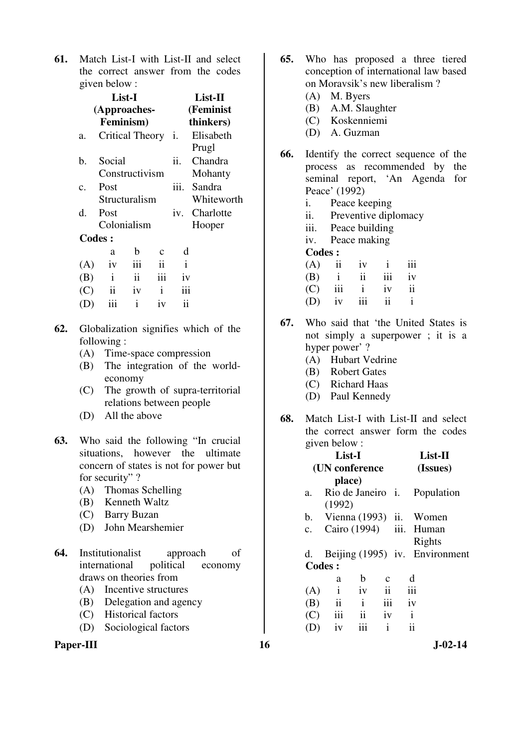**61.** Match List-I with List-II and select the correct answer from the codes given below :

| | List-I (Approaches-Feminism) | | List-II (Feminist thinkers) |
|---|---|---|---|
| a. | Critical Theory | i. | Elisabeth Prugl |
| b. | Social Constructivism | ii. | Chandra Mohanty |
| c. | Post Structuralism | iii. | Sandra Whiteworth |
| d. | Post Colonialism | iv. | Charlotte Hooper |

**Codes :**

| | a | b | c | d |
|---|---|---|---|---|
| (A) | iv | iii | ii | i |
| (B) | i | ii | iii | iv |
| (C) | ii | iv | i | iii |
| (D) | iii | i | iv | ii |

**62.** Globalization signifies which of the following :

(A) Time-space compression
(B) The integration of the world-economy
(C) The growth of supra-territorial relations between people
(D) All the above

**63.** Who said the following "In crucial situations, however the ultimate concern of states is not for power but for security" ?

(A) Thomas Schelling
(B) Kenneth Waltz
(C) Barry Buzan
(D) John Mearshemier

**64.** Institutionalist approach of international political economy draws on theories from

(A) Incentive structures
(B) Delegation and agency
(C) Historical factors
(D) Sociological factors

**65.** Who has proposed a three tiered conception of international law based on Moravsik's new liberalism ?

(A) M. Byers
(B) A.M. Slaughter
(C) Koskenniemi
(D) A. Guzman

**66.** Identify the correct sequence of the process as recommended by the seminal report, 'An Agenda for Peace' (1992)

i. Peace keeping
ii. Preventive diplomacy
iii. Peace building
iv. Peace making

**Codes :**

| | | | | |
|---|---|---|---|---|
| (A) | ii | iv | i | iii |
| (B) | i | ii | iii | iv |
| (C) | iii | i | iv | ii |
| (D) | iv | iii | ii | i |

**67.** Who said that 'the United States is not simply a superpower ; it is a hyper power' ?

(A) Hubart Vedrine
(B) Robert Gates
(C) Richard Haas
(D) Paul Kennedy

**68.** Match List-I with List-II and select the correct answer form the codes given below :

| | List-I (UN conference place) | | List-II (Issues) |
|---|---|---|---|
| a. | Rio de Janeiro (1992) | i. | Population |
| b. | Vienna (1993) | ii. | Women |
| c. | Cairo (1994) | iii. | Human Rights |
| d. | Beijing (1995) | iv. | Environment |

**Codes :**

| | a | b | c | d |
|---|---|---|---|---|
| (A) | i | iv | ii | iii |
| (B) | ii | i | iii | iv |
| (C) | iii | ii | iv | i |
| (D) | iv | iii | i | ii |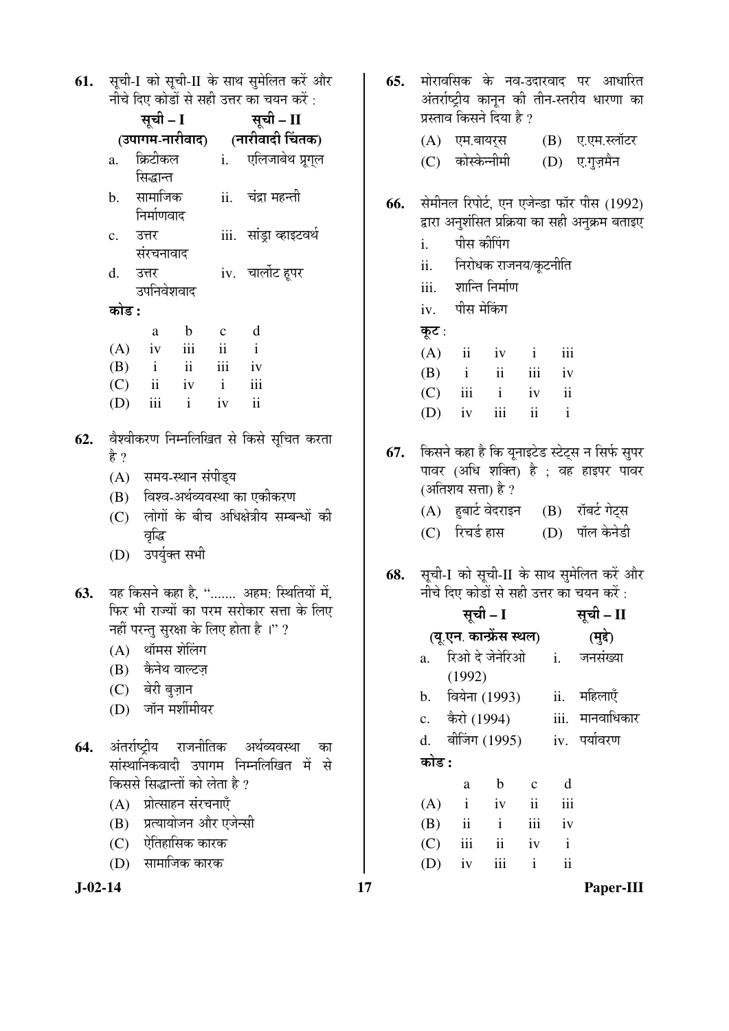61. सूची-I को सूची-II के साथ सुमेलित करें और नीचे दिए कोडों से सही उत्तर का चयन करें :

| सूची – I (उपागम-नारीवाद) | सूची – II (नारीवादी चिंतक) |
|---|---|
| a. क्रिटीकल सिद्धान्त | i. एलिजाबेथ प्रूग्ल |
| b. सामाजिक निर्माणवाद | ii. चंद्रा महन्ती |
| c. उत्तर संरचनावाद | iii. सांड्रा व्हाइटवर्थ |
| d. उत्तर उपनिवेशवाद | iv. चार्लोट हूपर |

**कोड :**

| | a | b | c | d |
|---|---|---|---|---|
| (A) | iv | iii | ii | i |
| (B) | i | ii | iii | iv |
| (C) | ii | iv | i | iii |
| (D) | iii | i | iv | ii |

62. वैश्वीकरण निम्नलिखित से किसे सूचित करता है ?
   (A) समय-स्थान संपीड्य
   (B) विश्व-अर्थव्यवस्था का एकीकरण
   (C) लोगों के बीच अधिक्षेत्रीय सम्बन्धों की वृद्धि
   (D) उपर्युक्त सभी

63. यह किसने कहा है, "....... अहम: स्थितियों में, फिर भी राज्यों का परम सरोकार सत्ता के लिए नहीं परन्तु सुरक्षा के लिए होता है ।" ?
   (A) थॉमस शेलिंग
   (B) कैनेथ वाल्टज़
   (C) बेरी बुज़ान
   (D) जॉन मर्शीमीयर

64. अंतर्राष्ट्रीय राजनीतिक अर्थव्यवस्था का सांस्थानिकवादी उपागम निम्नलिखित में से किससे सिद्धान्तों को लेता है ?
   (A) प्रोत्साहन संरचनाएँ
   (B) प्रत्यायोजन और एजेन्सी
   (C) ऐतिहासिक कारक
   (D) सामाजिक कारक

65. मोरावसिक के नव-उदारवाद पर आधारित अंतर्राष्ट्रीय कानून की तीन-स्तरीय धारणा का प्रस्ताव किसने दिया है ?
   (A) एम.बायर्स
   (B) ए.एम.स्लॉटर
   (C) कोस्केन्नीमी
   (D) ए.गुज़मैन

66. सेमीनल रिपोर्ट, एन एजेन्डा फॉर पीस (1992) द्वारा अनुशंसित प्रक्रिया का सही अनुक्रम बताइए
   i. पीस कीपिंग
   ii. निरोधक राजनय/कूटनीति
   iii. शान्ति निर्माण
   iv. पीस मेकिंग

**कूट :**

| | | | | |
|---|---|---|---|---|
| (A) | ii | iv | i | iii |
| (B) | i | ii | iii | iv |
| (C) | iii | i | iv | ii |
| (D) | iv | iii | ii | i |

67. किसने कहा है कि यूनाइटेड स्टेट्स न सिर्फ सुपर पावर (अधि शक्ति) है ; वह हाइपर पावर (अतिशय सत्ता) है ?
   (A) हुबार्ट वेदराइन
   (B) रॉबर्ट गेट्स
   (C) रिचर्ड हास
   (D) पॉल केनेडी

68. सूची-I को सूची-II के साथ सुमेलित करें और नीचे दिए कोडों से सही उत्तर का चयन करें :

| सूची – I (यू.एन. कान्फ्रेंस स्थल) | सूची – II (मुद्दे) |
|---|---|
| a. रिओ दे जेनेरिओ (1992) | i. जनसंख्या |
| b. वियेना (1993) | ii. महिलाएँ |
| c. कैरो (1994) | iii. मानवाधिकार |
| d. बीजिंग (1995) | iv. पर्यावरण |

**कोड :**

| | a | b | c | d |
|---|---|---|---|---|
| (A) | i | iv | ii | iii |
| (B) | ii | i | iii | iv |
| (C) | iii | ii | iv | i |
| (D) | iv | iii | i | ii |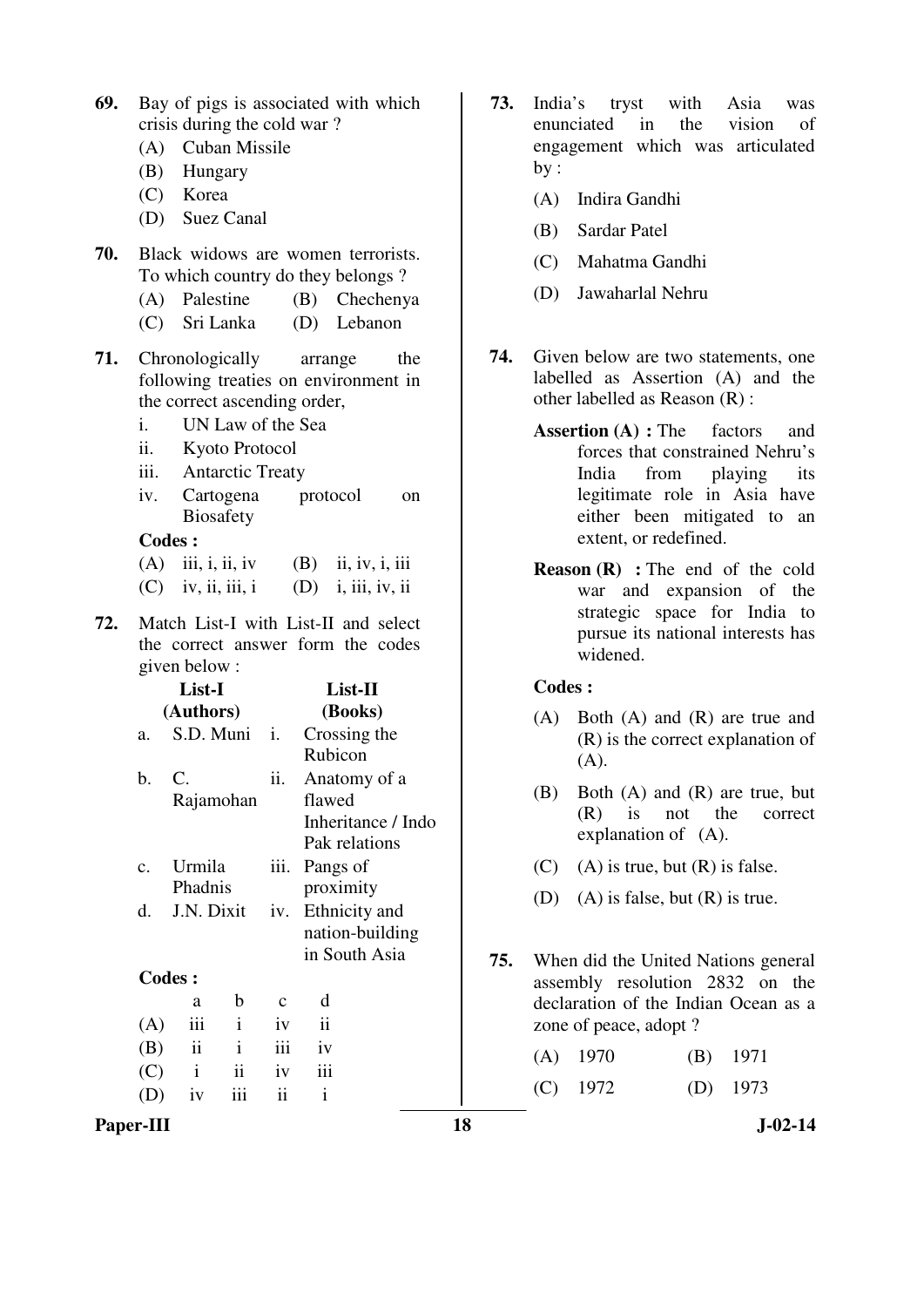**69.** Bay of pigs is associated with which crisis during the cold war ?

(A) Cuban Missile
(B) Hungary
(C) Korea
(D) Suez Canal

**70.** Black widows are women terrorists. To which country do they belongs ?

(A) Palestine (B) Chechenya
(C) Sri Lanka (D) Lebanon

**71.** Chronologically arrange the following treaties on environment in the correct ascending order,

i. UN Law of the Sea
ii. Kyoto Protocol
iii. Antarctic Treaty
iv. Cartogena protocol on Biosafety

**Codes :**

(A) iii, i, ii, iv (B) ii, iv, i, iii
(C) iv, ii, iii, i (D) i, iii, iv, ii

**72.** Match List-I with List-II and select the correct answer form the codes given below :

| | List-I (Authors) | | List-II (Books) |
|---|---|---|---|
| a. | S.D. Muni | i. | Crossing the Rubicon |
| b. | C. Rajamohan | ii. | Anatomy of a flawed Inheritance / Indo Pak relations |
| c. | Urmila Phadnis | iii. | Pangs of proximity |
| d. | J.N. Dixit | iv. | Ethnicity and nation-building in South Asia |

**Codes :**

| | a | b | c | d |
|---|---|---|---|---|
| (A) | iii | i | iv | ii |
| (B) | ii | i | iii | iv |
| (C) | i | ii | iv | iii |
| (D) | iv | iii | ii | i |

**73.** India's tryst with Asia was enunciated in the vision of engagement which was articulated by :

(A) Indira Gandhi
(B) Sardar Patel
(C) Mahatma Gandhi
(D) Jawaharlal Nehru

**74.** Given below are two statements, one labelled as Assertion (A) and the other labelled as Reason (R) :

**Assertion (A) :** The factors and forces that constrained Nehru's India from playing its legitimate role in Asia have either been mitigated to an extent, or redefined.

**Reason (R) :** The end of the cold war and expansion of the strategic space for India to pursue its national interests has widened.

**Codes :**

(A) Both (A) and (R) are true and (R) is the correct explanation of (A).
(B) Both (A) and (R) are true, but (R) is not the correct explanation of (A).
(C) (A) is true, but (R) is false.
(D) (A) is false, but (R) is true.

**75.** When did the United Nations general assembly resolution 2832 on the declaration of the Indian Ocean as a zone of peace, adopt ?

(A) 1970 (B) 1971
(C) 1972 (D) 1973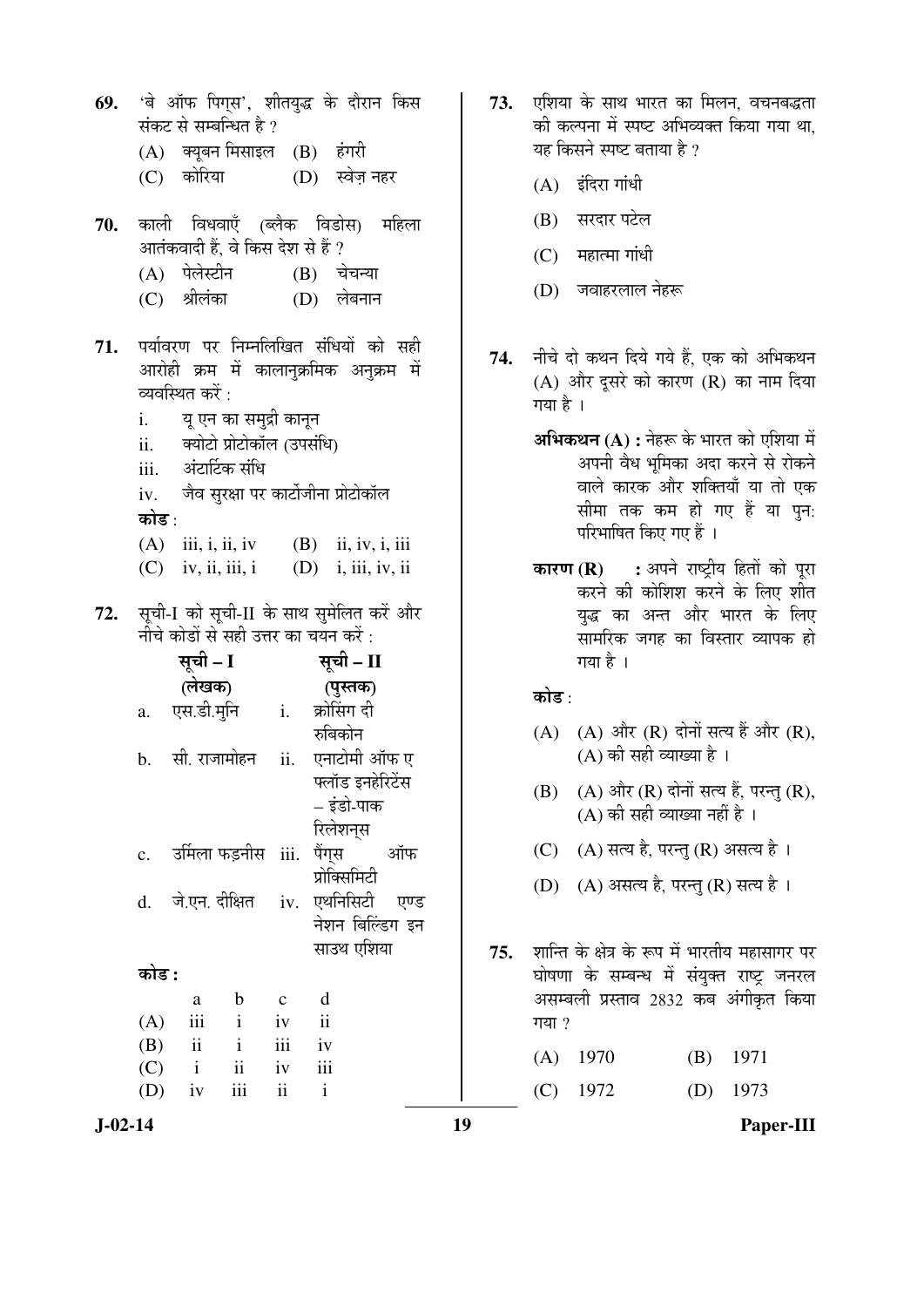69. 'बे ऑफ पिग्स', शीतयुद्ध के दौरान किस संकट से सम्बन्धित है ?

(A) क्यूबन मिसाइल (B) हंगरी
(C) कोरिया (D) स्वेज़ नहर

70. काली विधवाएँ (ब्लैक विडोस) महिला आतंकवादी हैं, वे किस देश से हैं ?

(A) पेलेस्टीन (B) चेचन्या
(C) श्रीलंका (D) लेबनान

71. पर्यावरण पर निम्नलिखित संधियों को सही आरोही क्रम में कालानुक्रमिक अनुक्रम में व्यवस्थित करें :

i. यू एन का समुद्री कानून
ii. क्योटो प्रोटोकॉल (उपसंधि)
iii. अंटार्टिक संधि
iv. जैव सुरक्षा पर कार्टोजीना प्रोटोकॉल

**कोड** :

(A) iii, i, ii, iv (B) ii, iv, i, iii
(C) iv, ii, iii, i (D) i, iii, iv, ii

72. सूची-I को सूची-II के साथ सुमेलित करें और नीचे कोडों से सही उत्तर का चयन करें :

| | सूची – I (लेखक) | | सूची – II (पुस्तक) |
|---|---|---|---|
| a. | एस.डी.मुनि | i. | क्रोसिंग दी रुबिकोन |
| b. | सी. राजामोहन | ii. | एनाटोमी ऑफ ए फ्लॉड इनहेरिटेंस – इंडो-पाक रिलेशन्स |
| c. | उर्मिला फड़नीस | iii. | पैंग्स ऑफ प्रोक्सिमिटी |
| d. | जे.एन. दीक्षित | iv. | एथनिसिटी एण्ड नेशन बिल्डिंग इन साउथ एशिया |

**कोड :**

| | a | b | c | d |
|---|---|---|---|---|
| (A) | iii | i | iv | ii |
| (B) | ii | i | iii | iv |
| (C) | i | ii | iv | iii |
| (D) | iv | iii | ii | i |

73. एशिया के साथ भारत का मिलन, वचनबद्धता की कल्पना में स्पष्ट अभिव्यक्त किया गया था, यह किसने स्पष्ट बताया है ?

(A) इंदिरा गांधी
(B) सरदार पटेल
(C) महात्मा गांधी
(D) जवाहरलाल नेहरू

74. नीचे दो कथन दिये गये हैं, एक को अभिकथन (A) और दूसरे को कारण (R) का नाम दिया गया है ।

**अभिकथन (A) :** नेहरू के भारत को एशिया में अपनी वैध भूमिका अदा करने से रोकने वाले कारक और शक्तियाँ या तो एक सीमा तक कम हो गए हैं या पुन: परिभाषित किए गए हैं ।

**कारण (R) :** अपने राष्ट्रीय हितों को पूरा करने की कोशिश करने के लिए शीत युद्ध का अन्त और भारत के लिए सामरिक जगह का विस्तार व्यापक हो गया है ।

**कोड** :

(A) (A) और (R) दोनों सत्य हैं और (R), (A) की सही व्याख्या है ।
(B) (A) और (R) दोनों सत्य हैं, परन्तु (R), (A) की सही व्याख्या नहीं है ।
(C) (A) सत्य है, परन्तु (R) असत्य है ।
(D) (A) असत्य है, परन्तु (R) सत्य है ।

75. शान्ति के क्षेत्र के रूप में भारतीय महासागर पर घोषणा के सम्बन्ध में संयुक्त राष्ट्र जनरल असम्बली प्रस्ताव 2832 कब अंगीकृत किया गया ?

(A) 1970 (B) 1971
(C) 1972 (D) 1973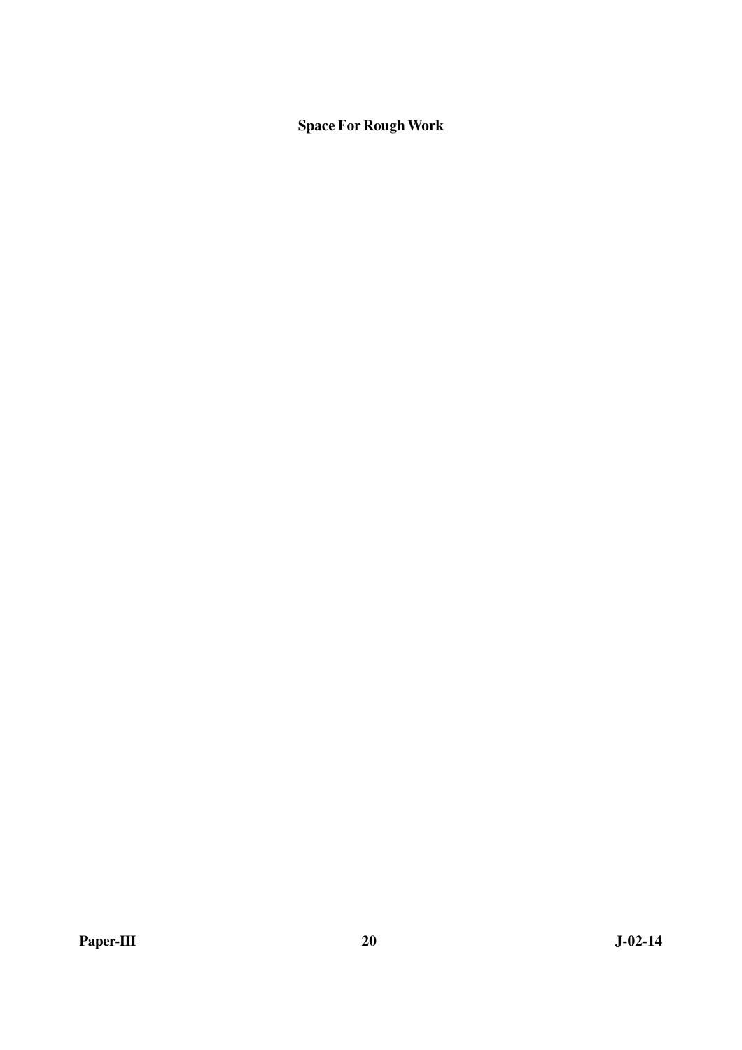**Space For Rough Work**